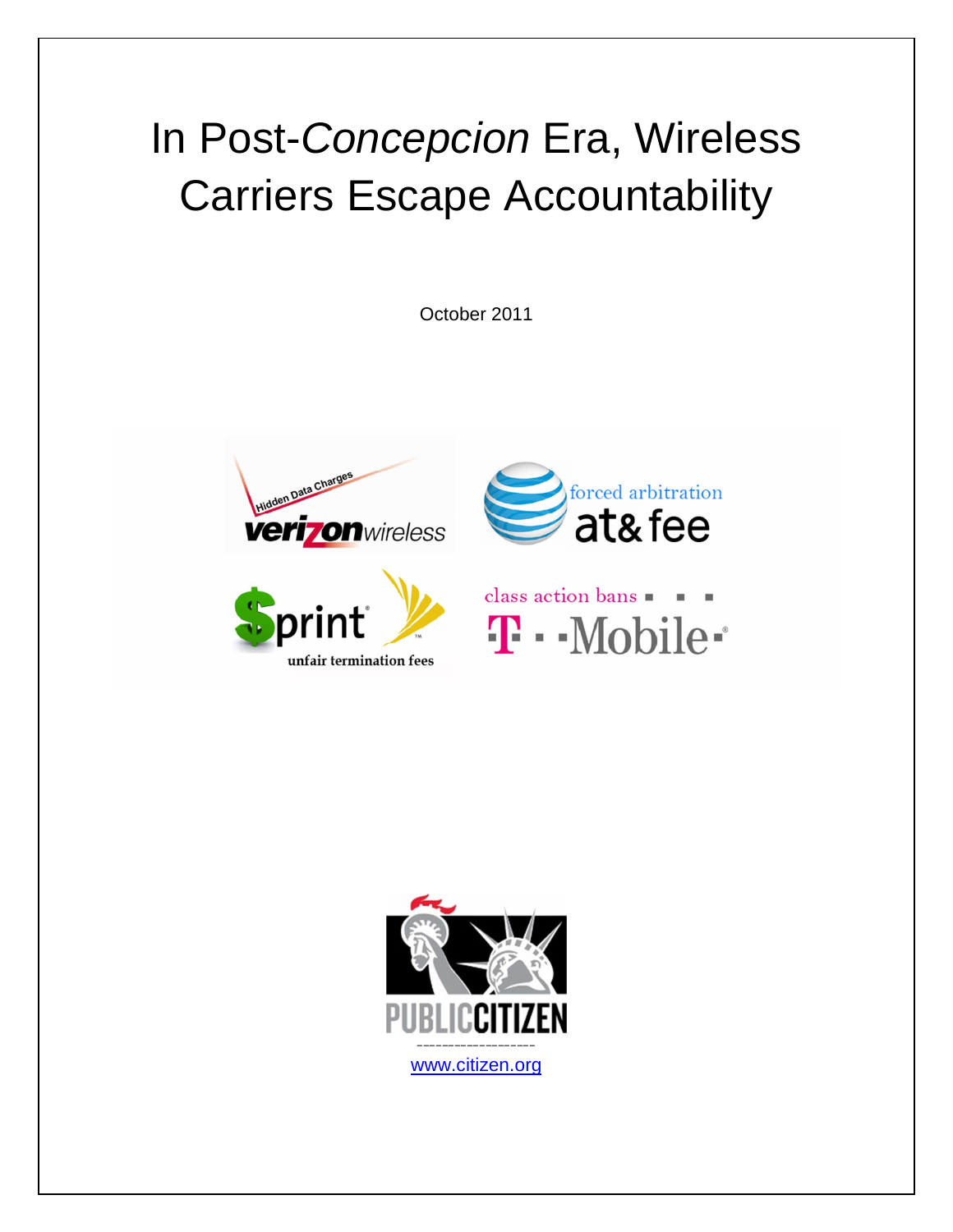# In Post-*Concepcion* Era, Wireless Carriers Escape Accountability

October 2011

Hidden Data Charges

verizonwireless

forced arbitration

at&fee

$print

unfair termination fees

class action bans

T - -Mobile-

PUBLIC CITIZEN

www.citizen.org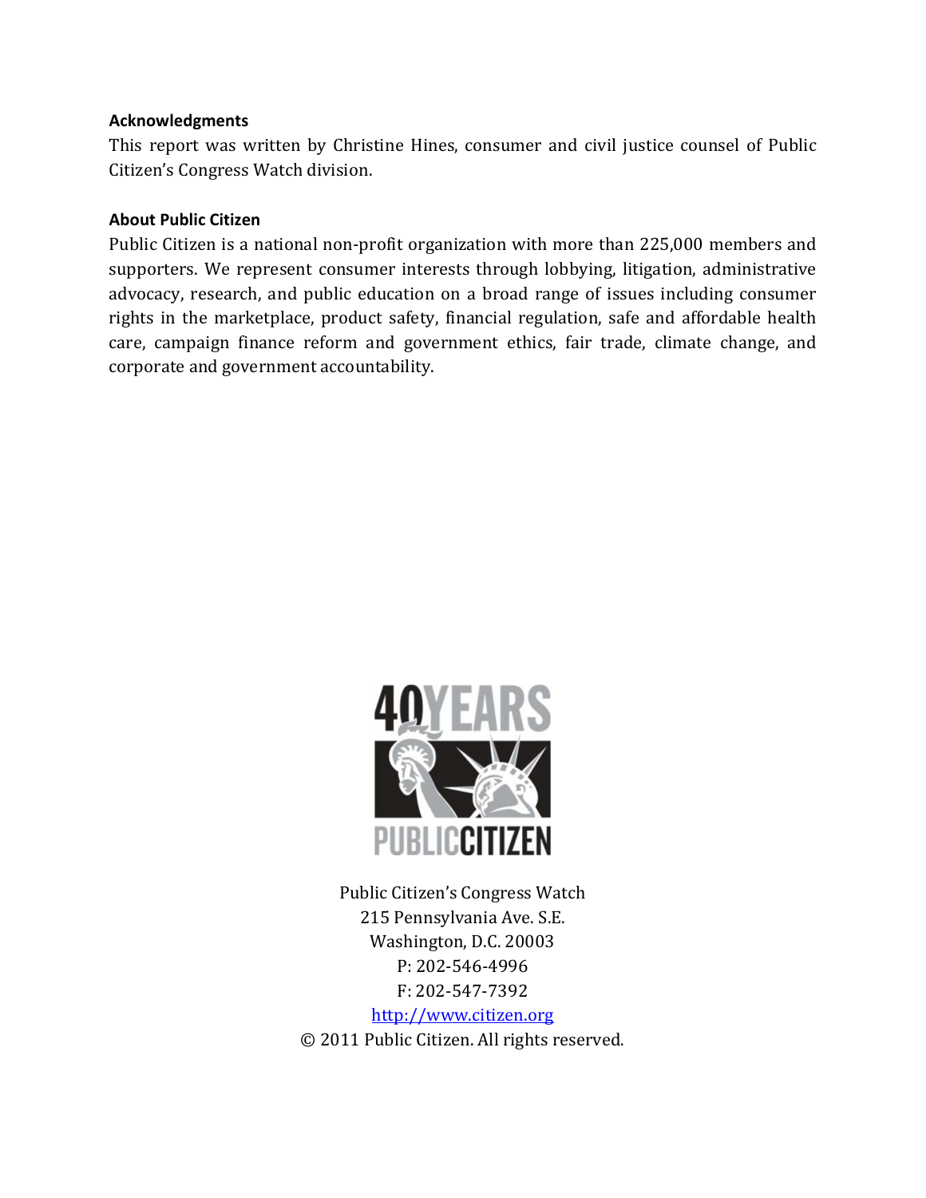**Acknowledgments**

This report was written by Christine Hines, consumer and civil justice counsel of Public Citizen's Congress Watch division.

**About Public Citizen**

Public Citizen is a national non-profit organization with more than 225,000 members and supporters. We represent consumer interests through lobbying, litigation, administrative advocacy, research, and public education on a broad range of issues including consumer rights in the marketplace, product safety, financial regulation, safe and affordable health care, campaign finance reform and government ethics, fair trade, climate change, and corporate and government accountability.

40 YEARS PUBLIC CITIZEN

Public Citizen's Congress Watch
215 Pennsylvania Ave. S.E.
Washington, D.C. 20003
P: 202-546-4996
F: 202-547-7392
http://www.citizen.org
© 2011 Public Citizen. All rights reserved.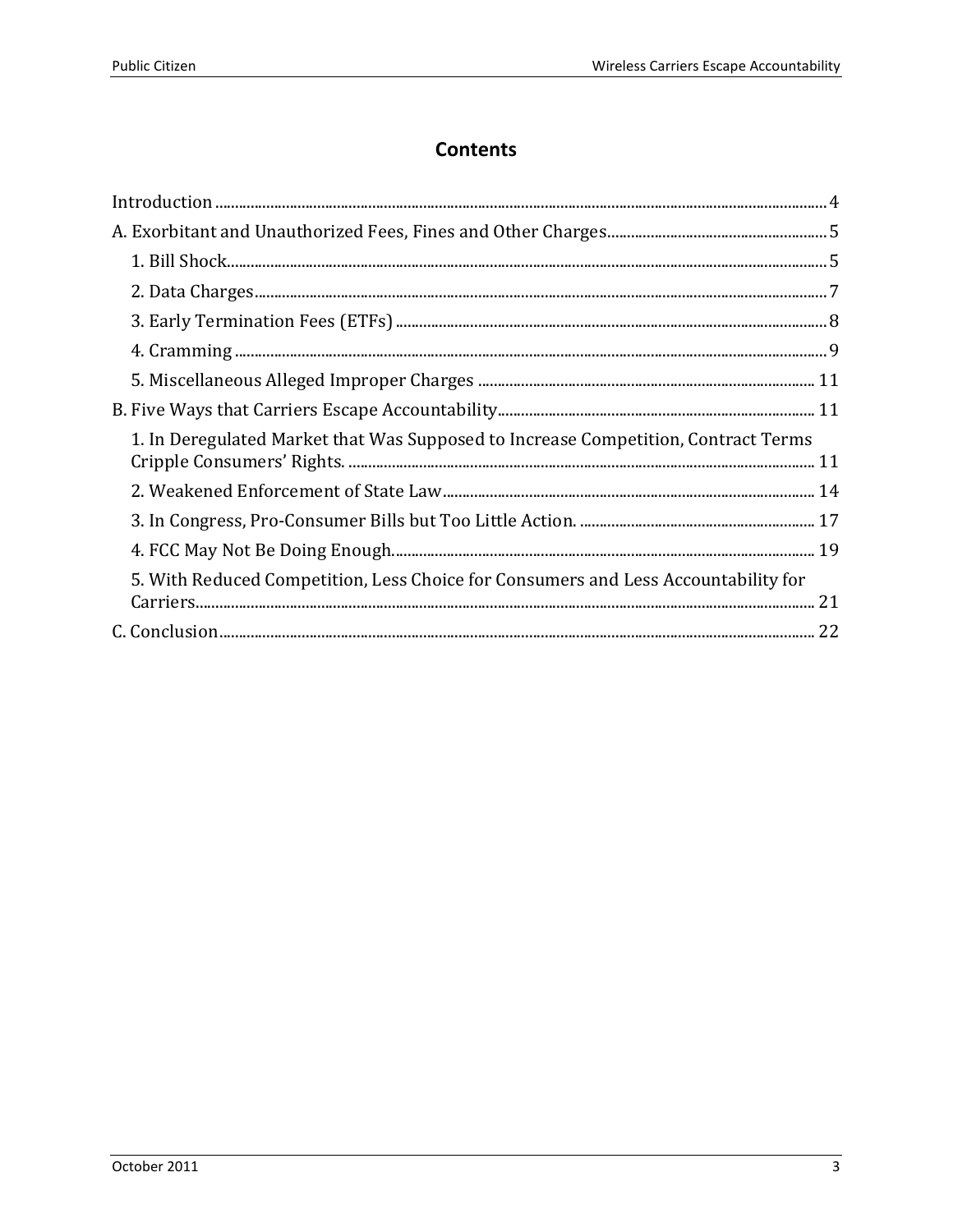## Contents

Introduction ..... 4

A. Exorbitant and Unauthorized Fees, Fines and Other Charges ..... 5

- 1. Bill Shock ..... 5
- 2. Data Charges ..... 7
- 3. Early Termination Fees (ETFs) ..... 8
- 4. Cramming ..... 9
- 5. Miscellaneous Alleged Improper Charges ..... 11

B. Five Ways that Carriers Escape Accountability ..... 11

- 1. In Deregulated Market that Was Supposed to Increase Competition, Contract Terms Cripple Consumers' Rights. ..... 11
- 2. Weakened Enforcement of State Law ..... 14
- 3. In Congress, Pro-Consumer Bills but Too Little Action. ..... 17
- 4. FCC May Not Be Doing Enough. ..... 19
- 5. With Reduced Competition, Less Choice for Consumers and Less Accountability for Carriers ..... 21

C. Conclusion ..... 22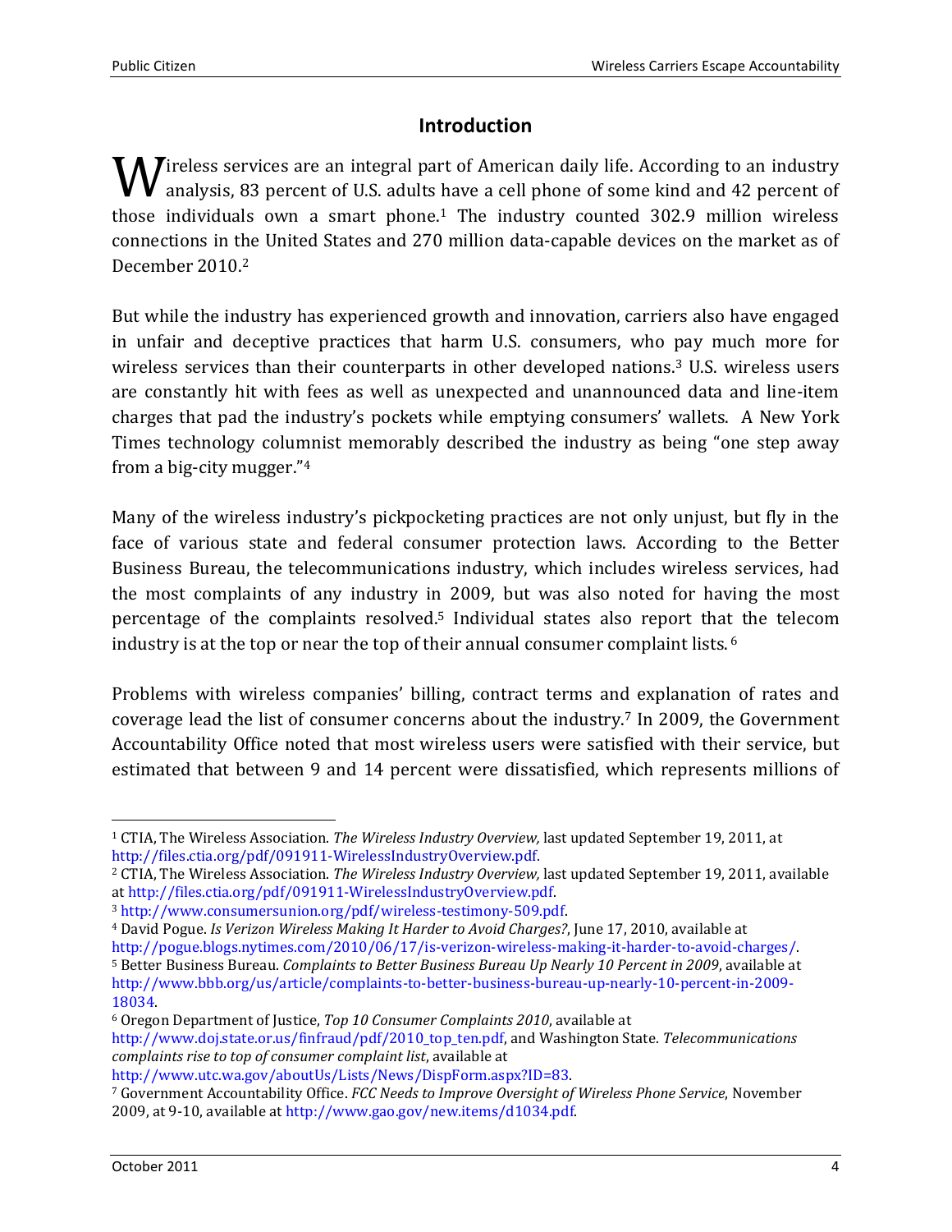## Introduction

Wireless services are an integral part of American daily life. According to an industry analysis, 83 percent of U.S. adults have a cell phone of some kind and 42 percent of those individuals own a smart phone.[1] The industry counted 302.9 million wireless connections in the United States and 270 million data-capable devices on the market as of December 2010.[2]

But while the industry has experienced growth and innovation, carriers also have engaged in unfair and deceptive practices that harm U.S. consumers, who pay much more for wireless services than their counterparts in other developed nations.[3] U.S. wireless users are constantly hit with fees as well as unexpected and unannounced data and line-item charges that pad the industry's pockets while emptying consumers' wallets. A New York Times technology columnist memorably described the industry as being "one step away from a big-city mugger."[4]

Many of the wireless industry's pickpocketing practices are not only unjust, but fly in the face of various state and federal consumer protection laws. According to the Better Business Bureau, the telecommunications industry, which includes wireless services, had the most complaints of any industry in 2009, but was also noted for having the most percentage of the complaints resolved.[5] Individual states also report that the telecom industry is at the top or near the top of their annual consumer complaint lists.[6]

Problems with wireless companies' billing, contract terms and explanation of rates and coverage lead the list of consumer concerns about the industry.[7] In 2009, the Government Accountability Office noted that most wireless users were satisfied with their service, but estimated that between 9 and 14 percent were dissatisfied, which represents millions of

---

[1] CTIA, The Wireless Association. *The Wireless Industry Overview,* last updated September 19, 2011, at http://files.ctia.org/pdf/091911-WirelessIndustryOverview.pdf.

[2] CTIA, The Wireless Association. *The Wireless Industry Overview,* last updated September 19, 2011, available at http://files.ctia.org/pdf/091911-WirelessIndustryOverview.pdf.

[3] http://www.consumersunion.org/pdf/wireless-testimony-509.pdf.

[4] David Pogue. *Is Verizon Wireless Making It Harder to Avoid Charges?*, June 17, 2010, available at http://pogue.blogs.nytimes.com/2010/06/17/is-verizon-wireless-making-it-harder-to-avoid-charges/.

[5] Better Business Bureau. *Complaints to Better Business Bureau Up Nearly 10 Percent in 2009*, available at http://www.bbb.org/us/article/complaints-to-better-business-bureau-up-nearly-10-percent-in-2009-18034.

[6] Oregon Department of Justice, *Top 10 Consumer Complaints 2010*, available at http://www.doj.state.or.us/finfraud/pdf/2010_top_ten.pdf, and Washington State. *Telecommunications complaints rise to top of consumer complaint list*, available at http://www.utc.wa.gov/aboutUs/Lists/News/DispForm.aspx?ID=83.

[7] Government Accountability Office. *FCC Needs to Improve Oversight of Wireless Phone Service*, November 2009, at 9-10, available at http://www.gao.gov/new.items/d1034.pdf.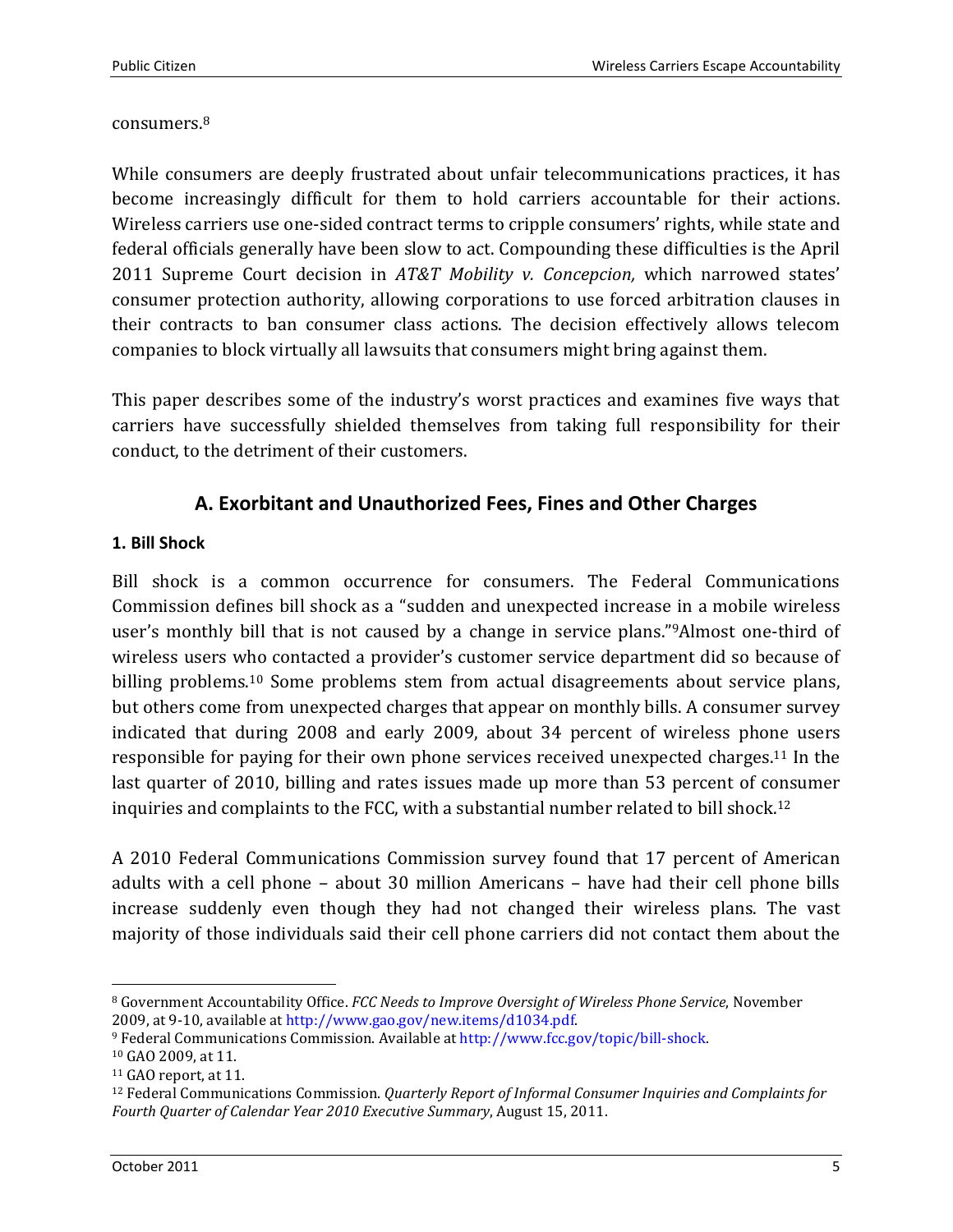consumers.[8]

While consumers are deeply frustrated about unfair telecommunications practices, it has become increasingly difficult for them to hold carriers accountable for their actions. Wireless carriers use one-sided contract terms to cripple consumers' rights, while state and federal officials generally have been slow to act. Compounding these difficulties is the April 2011 Supreme Court decision in *AT&T Mobility v. Concepcion,* which narrowed states' consumer protection authority, allowing corporations to use forced arbitration clauses in their contracts to ban consumer class actions. The decision effectively allows telecom companies to block virtually all lawsuits that consumers might bring against them.

This paper describes some of the industry's worst practices and examines five ways that carriers have successfully shielded themselves from taking full responsibility for their conduct, to the detriment of their customers.

## A. Exorbitant and Unauthorized Fees, Fines and Other Charges

### 1. Bill Shock

Bill shock is a common occurrence for consumers. The Federal Communications Commission defines bill shock as a "sudden and unexpected increase in a mobile wireless user's monthly bill that is not caused by a change in service plans."[9]Almost one-third of wireless users who contacted a provider's customer service department did so because of billing problems.[10] Some problems stem from actual disagreements about service plans, but others come from unexpected charges that appear on monthly bills. A consumer survey indicated that during 2008 and early 2009, about 34 percent of wireless phone users responsible for paying for their own phone services received unexpected charges.[11] In the last quarter of 2010, billing and rates issues made up more than 53 percent of consumer inquiries and complaints to the FCC, with a substantial number related to bill shock.[12]

A 2010 Federal Communications Commission survey found that 17 percent of American adults with a cell phone – about 30 million Americans – have had their cell phone bills increase suddenly even though they had not changed their wireless plans. The vast majority of those individuals said their cell phone carriers did not contact them about the

---

[8] Government Accountability Office. *FCC Needs to Improve Oversight of Wireless Phone Service*, November 2009, at 9-10, available at http://www.gao.gov/new.items/d1034.pdf.

[9] Federal Communications Commission. Available at http://www.fcc.gov/topic/bill-shock.

[10] GAO 2009, at 11.

[11] GAO report, at 11.

[12] Federal Communications Commission. *Quarterly Report of Informal Consumer Inquiries and Complaints for Fourth Quarter of Calendar Year 2010 Executive Summary*, August 15, 2011.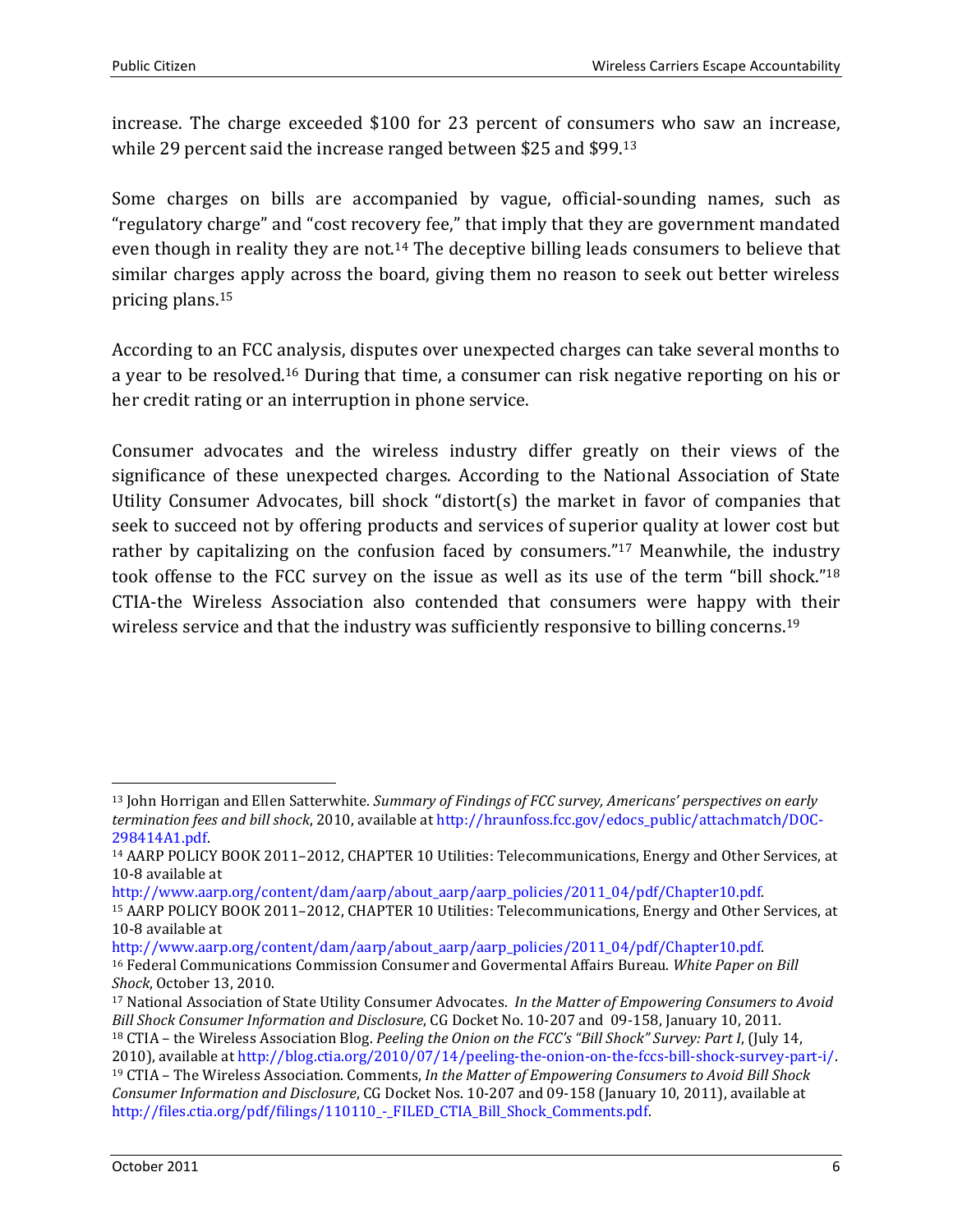increase. The charge exceeded $100 for 23 percent of consumers who saw an increase, while 29 percent said the increase ranged between $25 and $99.[13]

Some charges on bills are accompanied by vague, official-sounding names, such as "regulatory charge" and "cost recovery fee," that imply that they are government mandated even though in reality they are not.[14] The deceptive billing leads consumers to believe that similar charges apply across the board, giving them no reason to seek out better wireless pricing plans.[15]

According to an FCC analysis, disputes over unexpected charges can take several months to a year to be resolved.[16] During that time, a consumer can risk negative reporting on his or her credit rating or an interruption in phone service.

Consumer advocates and the wireless industry differ greatly on their views of the significance of these unexpected charges. According to the National Association of State Utility Consumer Advocates, bill shock "distort(s) the market in favor of companies that seek to succeed not by offering products and services of superior quality at lower cost but rather by capitalizing on the confusion faced by consumers."[17] Meanwhile, the industry took offense to the FCC survey on the issue as well as its use of the term "bill shock."[18] CTIA-the Wireless Association also contended that consumers were happy with their wireless service and that the industry was sufficiently responsive to billing concerns.[19]

---

[13] John Horrigan and Ellen Satterwhite. *Summary of Findings of FCC survey, Americans' perspectives on early termination fees and bill shock*, 2010, available at http://hraunfoss.fcc.gov/edocs_public/attachmatch/DOC-298414A1.pdf.

[14] AARP POLICY BOOK 2011–2012, CHAPTER 10 Utilities: Telecommunications, Energy and Other Services, at 10-8 available at http://www.aarp.org/content/dam/aarp/about_aarp/aarp_policies/2011_04/pdf/Chapter10.pdf.

[15] AARP POLICY BOOK 2011–2012, CHAPTER 10 Utilities: Telecommunications, Energy and Other Services, at 10-8 available at http://www.aarp.org/content/dam/aarp/about_aarp/aarp_policies/2011_04/pdf/Chapter10.pdf.

[16] Federal Communications Commission Consumer and Govermental Affairs Bureau. *White Paper on Bill Shock*, October 13, 2010.

[17] National Association of State Utility Consumer Advocates. *In the Matter of Empowering Consumers to Avoid Bill Shock Consumer Information and Disclosure*, CG Docket No. 10-207 and 09-158, January 10, 2011.

[18] CTIA – the Wireless Association Blog. *Peeling the Onion on the FCC's "Bill Shock" Survey: Part I*, (July 14, 2010), available at http://blog.ctia.org/2010/07/14/peeling-the-onion-on-the-fccs-bill-shock-survey-part-i/.

[19] CTIA – The Wireless Association. Comments, *In the Matter of Empowering Consumers to Avoid Bill Shock Consumer Information and Disclosure*, CG Docket Nos. 10-207 and 09-158 (January 10, 2011), available at http://files.ctia.org/pdf/filings/110110_-_FILED_CTIA_Bill_Shock_Comments.pdf.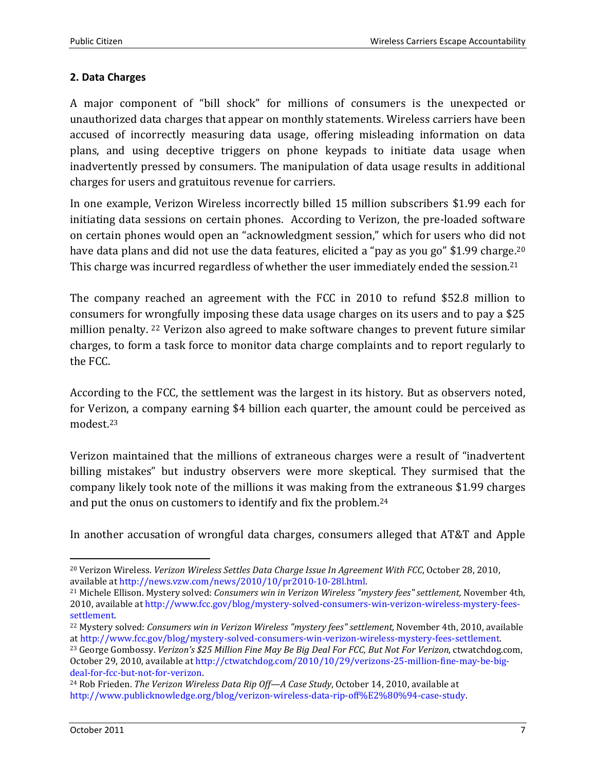## 2. Data Charges

A major component of "bill shock" for millions of consumers is the unexpected or unauthorized data charges that appear on monthly statements. Wireless carriers have been accused of incorrectly measuring data usage, offering misleading information on data plans, and using deceptive triggers on phone keypads to initiate data usage when inadvertently pressed by consumers. The manipulation of data usage results in additional charges for users and gratuitous revenue for carriers.

In one example, Verizon Wireless incorrectly billed 15 million subscribers $1.99 each for initiating data sessions on certain phones. According to Verizon, the pre-loaded software on certain phones would open an "acknowledgment session," which for users who did not have data plans and did not use the data features, elicited a "pay as you go" $1.99 charge.[20] This charge was incurred regardless of whether the user immediately ended the session.[21]

The company reached an agreement with the FCC in 2010 to refund $52.8 million to consumers for wrongfully imposing these data usage charges on its users and to pay a $25 million penalty. [22] Verizon also agreed to make software changes to prevent future similar charges, to form a task force to monitor data charge complaints and to report regularly to the FCC.

According to the FCC, the settlement was the largest in its history. But as observers noted, for Verizon, a company earning $4 billion each quarter, the amount could be perceived as modest.[23]

Verizon maintained that the millions of extraneous charges were a result of "inadvertent billing mistakes" but industry observers were more skeptical. They surmised that the company likely took note of the millions it was making from the extraneous $1.99 charges and put the onus on customers to identify and fix the problem.[24]

In another accusation of wrongful data charges, consumers alleged that AT&T and Apple

---

[20] Verizon Wireless. *Verizon Wireless Settles Data Charge Issue In Agreement With FCC*, October 28, 2010, available at http://news.vzw.com/news/2010/10/pr2010-10-28l.html.

[21] Michele Ellison. Mystery solved: *Consumers win in Verizon Wireless "mystery fees" settlement,* November 4th, 2010, available at http://www.fcc.gov/blog/mystery-solved-consumers-win-verizon-wireless-mystery-fees-settlement.

[22] Mystery solved: *Consumers win in Verizon Wireless "mystery fees" settlement,* November 4th, 2010, available at http://www.fcc.gov/blog/mystery-solved-consumers-win-verizon-wireless-mystery-fees-settlement.

[23] George Gombossy. *Verizon's $25 Million Fine May Be Big Deal For FCC, But Not For Verizon*, ctwatchdog.com, October 29, 2010, available at http://ctwatchdog.com/2010/10/29/verizons-25-million-fine-may-be-big-deal-for-fcc-but-not-for-verizon.

[24] Rob Frieden. *The Verizon Wireless Data Rip Off—A Case Study*, October 14, 2010, available at http://www.publicknowledge.org/blog/verizon-wireless-data-rip-off%E2%80%94-case-study.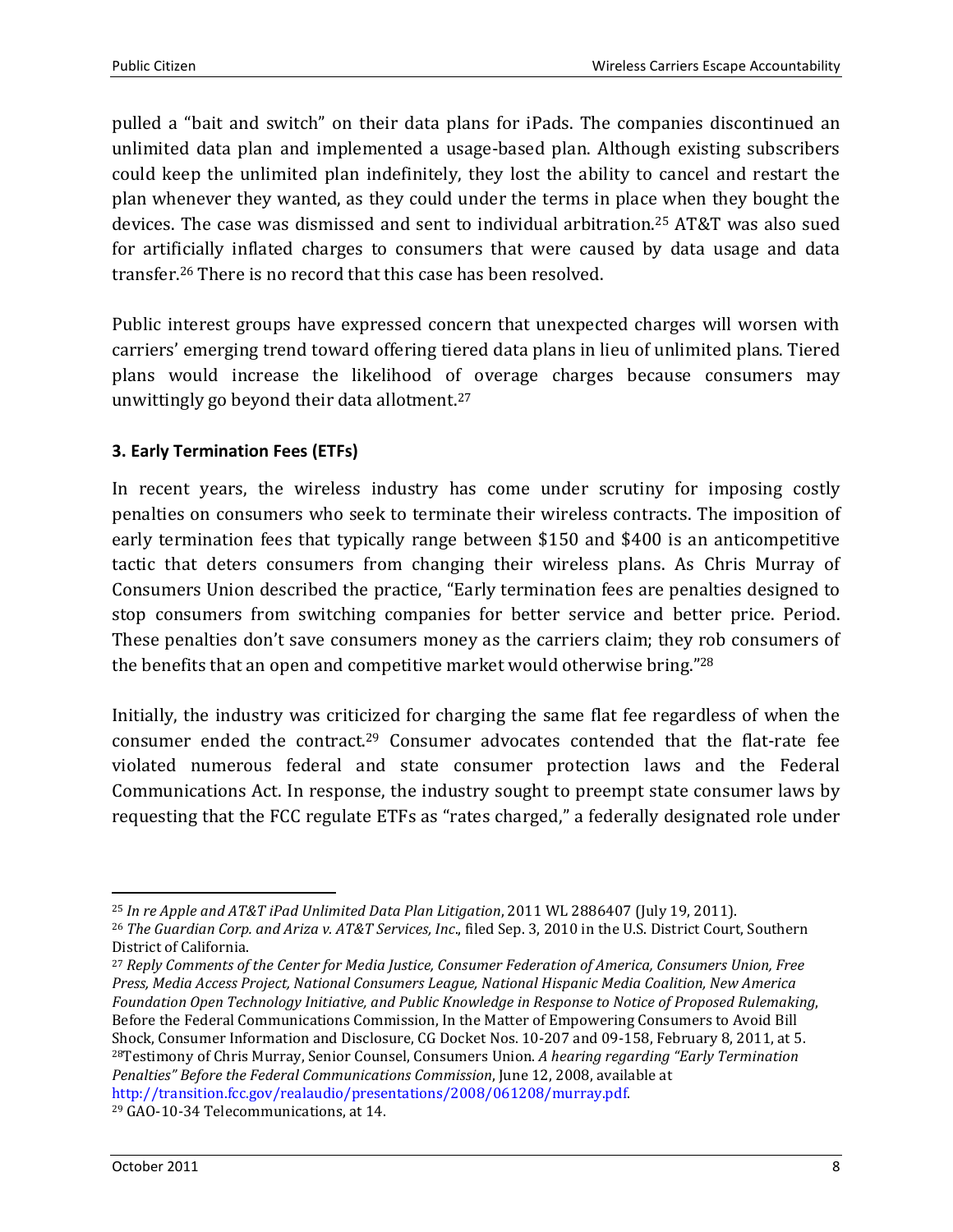pulled a "bait and switch" on their data plans for iPads. The companies discontinued an unlimited data plan and implemented a usage-based plan. Although existing subscribers could keep the unlimited plan indefinitely, they lost the ability to cancel and restart the plan whenever they wanted, as they could under the terms in place when they bought the devices. The case was dismissed and sent to individual arbitration.[25] AT&T was also sued for artificially inflated charges to consumers that were caused by data usage and data transfer.[26] There is no record that this case has been resolved.

Public interest groups have expressed concern that unexpected charges will worsen with carriers' emerging trend toward offering tiered data plans in lieu of unlimited plans. Tiered plans would increase the likelihood of overage charges because consumers may unwittingly go beyond their data allotment.[27]

### 3. Early Termination Fees (ETFs)

In recent years, the wireless industry has come under scrutiny for imposing costly penalties on consumers who seek to terminate their wireless contracts. The imposition of early termination fees that typically range between $150 and $400 is an anticompetitive tactic that deters consumers from changing their wireless plans. As Chris Murray of Consumers Union described the practice, "Early termination fees are penalties designed to stop consumers from switching companies for better service and better price. Period. These penalties don't save consumers money as the carriers claim; they rob consumers of the benefits that an open and competitive market would otherwise bring."[28]

Initially, the industry was criticized for charging the same flat fee regardless of when the consumer ended the contract.[29] Consumer advocates contended that the flat-rate fee violated numerous federal and state consumer protection laws and the Federal Communications Act. In response, the industry sought to preempt state consumer laws by requesting that the FCC regulate ETFs as "rates charged," a federally designated role under

---

[25] *In re Apple and AT&T iPad Unlimited Data Plan Litigation*, 2011 WL 2886407 (July 19, 2011).

[26] *The Guardian Corp. and Ariza v. AT&T Services, Inc*., filed Sep. 3, 2010 in the U.S. District Court, Southern District of California.

[27] *Reply Comments of the Center for Media Justice, Consumer Federation of America, Consumers Union, Free Press, Media Access Project, National Consumers League, National Hispanic Media Coalition, New America Foundation Open Technology Initiative, and Public Knowledge in Response to Notice of Proposed Rulemaking*, Before the Federal Communications Commission, In the Matter of Empowering Consumers to Avoid Bill Shock, Consumer Information and Disclosure, CG Docket Nos. 10-207 and 09-158, February 8, 2011, at 5.

[28] Testimony of Chris Murray, Senior Counsel, Consumers Union. *A hearing regarding "Early Termination Penalties" Before the Federal Communications Commission*, June 12, 2008, available at http://transition.fcc.gov/realaudio/presentations/2008/061208/murray.pdf.

[29] GAO-10-34 Telecommunications, at 14.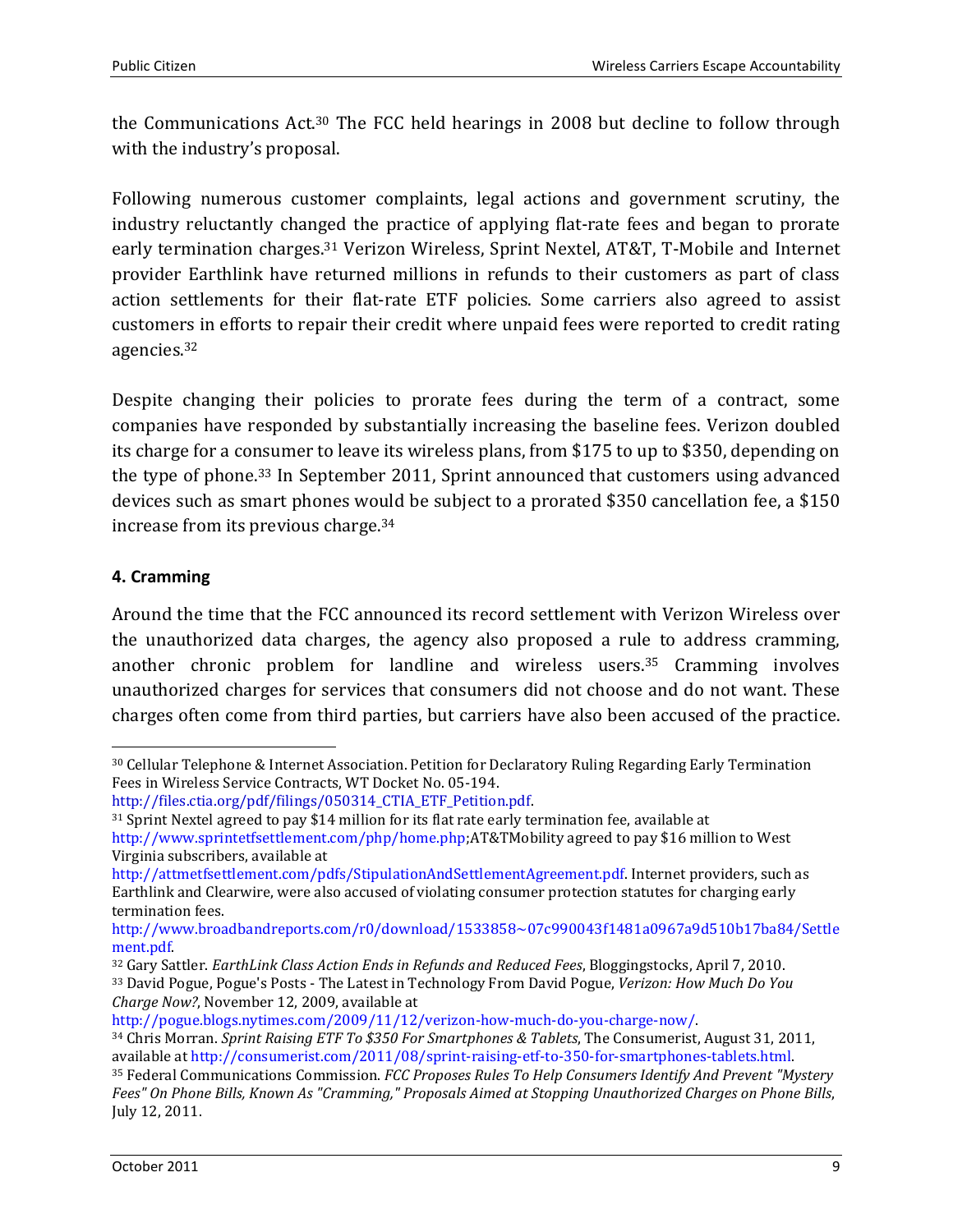the Communications Act.[30] The FCC held hearings in 2008 but decline to follow through with the industry's proposal.

Following numerous customer complaints, legal actions and government scrutiny, the industry reluctantly changed the practice of applying flat-rate fees and began to prorate early termination charges.[31] Verizon Wireless, Sprint Nextel, AT&T, T-Mobile and Internet provider Earthlink have returned millions in refunds to their customers as part of class action settlements for their flat-rate ETF policies. Some carriers also agreed to assist customers in efforts to repair their credit where unpaid fees were reported to credit rating agencies.[32]

Despite changing their policies to prorate fees during the term of a contract, some companies have responded by substantially increasing the baseline fees. Verizon doubled its charge for a consumer to leave its wireless plans, from $175 to up to $350, depending on the type of phone.[33] In September 2011, Sprint announced that customers using advanced devices such as smart phones would be subject to a prorated $350 cancellation fee, a $150 increase from its previous charge.[34]

**4. Cramming**

Around the time that the FCC announced its record settlement with Verizon Wireless over the unauthorized data charges, the agency also proposed a rule to address cramming, another chronic problem for landline and wireless users.[35] Cramming involves unauthorized charges for services that consumers did not choose and do not want. These charges often come from third parties, but carriers have also been accused of the practice.

---

[30] Cellular Telephone & Internet Association. Petition for Declaratory Ruling Regarding Early Termination Fees in Wireless Service Contracts, WT Docket No. 05-194. http://files.ctia.org/pdf/filings/050314_CTIA_ETF_Petition.pdf.

[31] Sprint Nextel agreed to pay $14 million for its flat rate early termination fee, available at http://www.sprintetfsettlement.com/php/home.php;AT&TMobility agreed to pay $16 million to West Virginia subscribers, available at http://attmetfsettlement.com/pdfs/StipulationAndSettlementAgreement.pdf. Internet providers, such as Earthlink and Clearwire, were also accused of violating consumer protection statutes for charging early termination fees. http://www.broadbandreports.com/r0/download/1533858~07c990043f1481a0967a9d510b17ba84/Settlement.pdf.

[32] Gary Sattler. *EarthLink Class Action Ends in Refunds and Reduced Fees*, Bloggingstocks, April 7, 2010.

[33] David Pogue, Pogue's Posts - The Latest in Technology From David Pogue, *Verizon: How Much Do You Charge Now?*, November 12, 2009, available at http://pogue.blogs.nytimes.com/2009/11/12/verizon-how-much-do-you-charge-now/.

[34] Chris Morran. *Sprint Raising ETF To $350 For Smartphones & Tablets*, The Consumerist, August 31, 2011, available at http://consumerist.com/2011/08/sprint-raising-etf-to-350-for-smartphones-tablets.html.

[35] Federal Communications Commission. *FCC Proposes Rules To Help Consumers Identify And Prevent "Mystery Fees" On Phone Bills, Known As "Cramming," Proposals Aimed at Stopping Unauthorized Charges on Phone Bills*, July 12, 2011.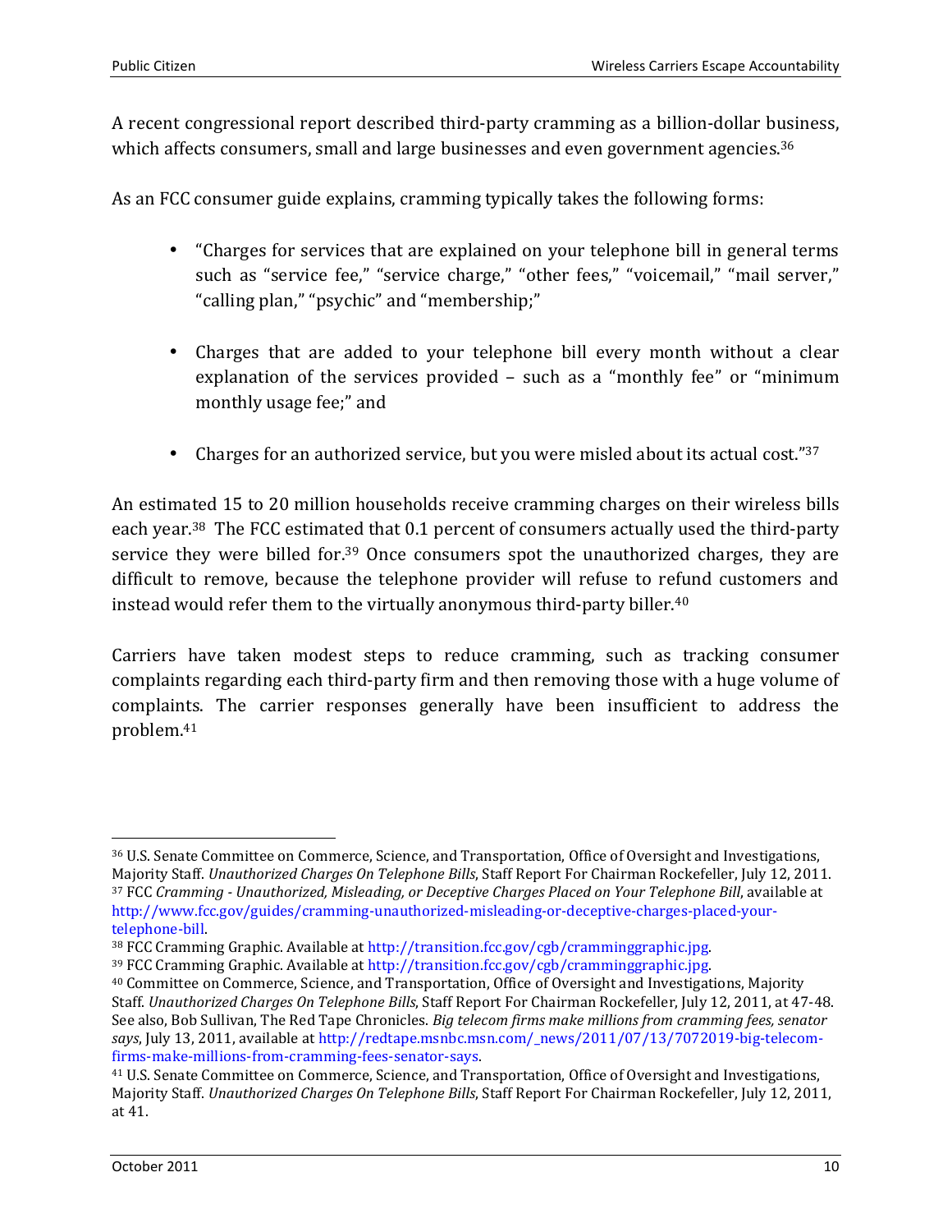A recent congressional report described third-party cramming as a billion-dollar business, which affects consumers, small and large businesses and even government agencies.[36]

As an FCC consumer guide explains, cramming typically takes the following forms:

- "Charges for services that are explained on your telephone bill in general terms such as "service fee," "service charge," "other fees," "voicemail," "mail server," "calling plan," "psychic" and "membership;"

- Charges that are added to your telephone bill every month without a clear explanation of the services provided – such as a "monthly fee" or "minimum monthly usage fee;" and

- Charges for an authorized service, but you were misled about its actual cost."[37]

An estimated 15 to 20 million households receive cramming charges on their wireless bills each year.[38] The FCC estimated that 0.1 percent of consumers actually used the third-party service they were billed for.[39] Once consumers spot the unauthorized charges, they are difficult to remove, because the telephone provider will refuse to refund customers and instead would refer them to the virtually anonymous third-party biller.[40]

Carriers have taken modest steps to reduce cramming, such as tracking consumer complaints regarding each third-party firm and then removing those with a huge volume of complaints. The carrier responses generally have been insufficient to address the problem.[41]

---

[36] U.S. Senate Committee on Commerce, Science, and Transportation, Office of Oversight and Investigations, Majority Staff. *Unauthorized Charges On Telephone Bills*, Staff Report For Chairman Rockefeller, July 12, 2011.

[37] FCC *Cramming - Unauthorized, Misleading, or Deceptive Charges Placed on Your Telephone Bill*, available at http://www.fcc.gov/guides/cramming-unauthorized-misleading-or-deceptive-charges-placed-your-telephone-bill.

[38] FCC Cramming Graphic. Available at http://transition.fcc.gov/cgb/cramminggraphic.jpg.

[39] FCC Cramming Graphic. Available at http://transition.fcc.gov/cgb/cramminggraphic.jpg.

[40] Committee on Commerce, Science, and Transportation, Office of Oversight and Investigations, Majority Staff. *Unauthorized Charges On Telephone Bills*, Staff Report For Chairman Rockefeller, July 12, 2011, at 47-48. See also, Bob Sullivan, The Red Tape Chronicles. *Big telecom firms make millions from cramming fees, senator says*, July 13, 2011, available at http://redtape.msnbc.msn.com/_news/2011/07/13/7072019-big-telecom-firms-make-millions-from-cramming-fees-senator-says.

[41] U.S. Senate Committee on Commerce, Science, and Transportation, Office of Oversight and Investigations, Majority Staff. *Unauthorized Charges On Telephone Bills*, Staff Report For Chairman Rockefeller, July 12, 2011, at 41.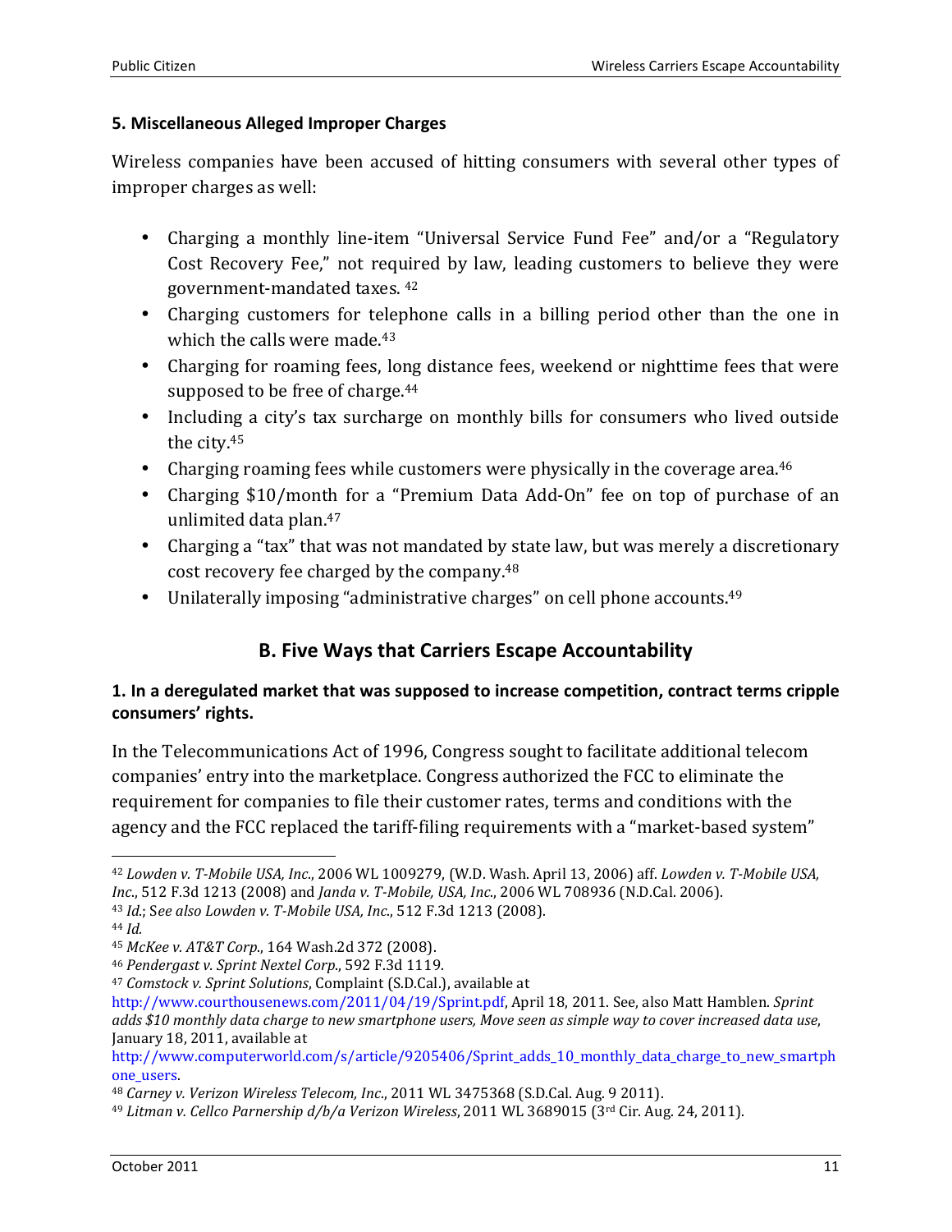### 5. Miscellaneous Alleged Improper Charges

Wireless companies have been accused of hitting consumers with several other types of improper charges as well:

- Charging a monthly line-item "Universal Service Fund Fee" and/or a "Regulatory Cost Recovery Fee," not required by law, leading customers to believe they were government-mandated taxes. [42]
- Charging customers for telephone calls in a billing period other than the one in which the calls were made.[43]
- Charging for roaming fees, long distance fees, weekend or nighttime fees that were supposed to be free of charge.[44]
- Including a city's tax surcharge on monthly bills for consumers who lived outside the city.[45]
- Charging roaming fees while customers were physically in the coverage area.[46]
- Charging $10/month for a "Premium Data Add-On" fee on top of purchase of an unlimited data plan.[47]
- Charging a "tax" that was not mandated by state law, but was merely a discretionary cost recovery fee charged by the company.[48]
- Unilaterally imposing "administrative charges" on cell phone accounts.[49]

## B. Five Ways that Carriers Escape Accountability

### 1. In a deregulated market that was supposed to increase competition, contract terms cripple consumers' rights.

In the Telecommunications Act of 1996, Congress sought to facilitate additional telecom companies' entry into the marketplace. Congress authorized the FCC to eliminate the requirement for companies to file their customer rates, terms and conditions with the agency and the FCC replaced the tariff-filing requirements with a "market-based system"

---

[42] *Lowden v. T-Mobile USA, Inc.*, 2006 WL 1009279, (W.D. Wash. April 13, 2006) aff. *Lowden v. T-Mobile USA, Inc.*, 512 F.3d 1213 (2008) and *Janda v. T-Mobile, USA, Inc.*, 2006 WL 708936 (N.D.Cal. 2006).

[43] *Id.*; S*ee also Lowden v. T-Mobile USA, Inc.*, 512 F.3d 1213 (2008).

[44] *Id.*

[45] *McKee v. AT&T Corp.*, 164 Wash.2d 372 (2008).

[46] *Pendergast v. Sprint Nextel Corp.*, 592 F.3d 1119.

[47] *Comstock v. Sprint Solutions*, Complaint (S.D.Cal.), available at http://www.courthousenews.com/2011/04/19/Sprint.pdf, April 18, 2011. See, also Matt Hamblen. *Sprint adds $10 monthly data charge to new smartphone users, Move seen as simple way to cover increased data use*, January 18, 2011, available at http://www.computerworld.com/s/article/9205406/Sprint_adds_10_monthly_data_charge_to_new_smartphone_users.

[48] *Carney v. Verizon Wireless Telecom, Inc.*, 2011 WL 3475368 (S.D.Cal. Aug. 9 2011).

[49] *Litman v. Cellco Parnership d/b/a Verizon Wireless*, 2011 WL 3689015 (3rd Cir. Aug. 24, 2011).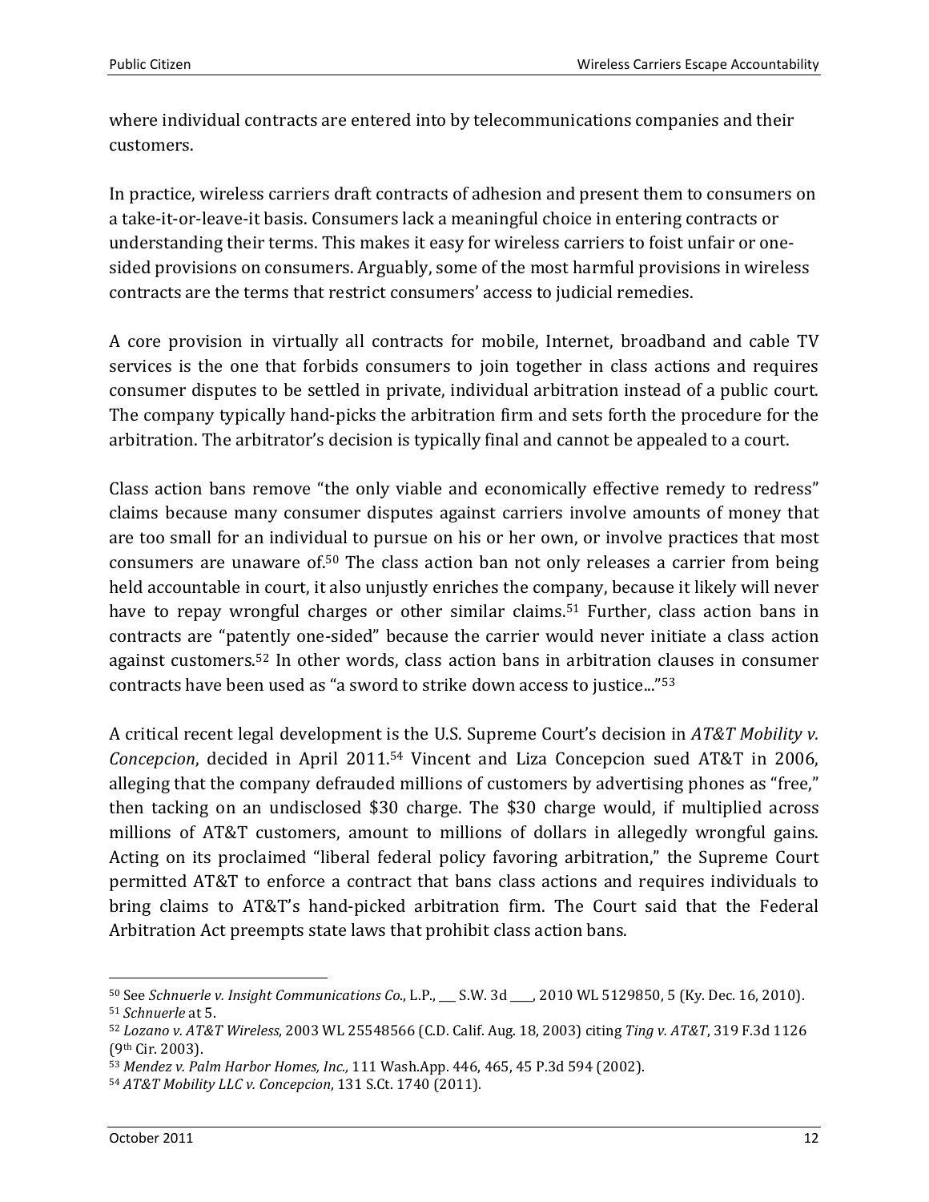where individual contracts are entered into by telecommunications companies and their customers.

In practice, wireless carriers draft contracts of adhesion and present them to consumers on a take-it-or-leave-it basis. Consumers lack a meaningful choice in entering contracts or understanding their terms. This makes it easy for wireless carriers to foist unfair or one-sided provisions on consumers. Arguably, some of the most harmful provisions in wireless contracts are the terms that restrict consumers' access to judicial remedies.

A core provision in virtually all contracts for mobile, Internet, broadband and cable TV services is the one that forbids consumers to join together in class actions and requires consumer disputes to be settled in private, individual arbitration instead of a public court. The company typically hand-picks the arbitration firm and sets forth the procedure for the arbitration. The arbitrator's decision is typically final and cannot be appealed to a court.

Class action bans remove "the only viable and economically effective remedy to redress" claims because many consumer disputes against carriers involve amounts of money that are too small for an individual to pursue on his or her own, or involve practices that most consumers are unaware of.[50] The class action ban not only releases a carrier from being held accountable in court, it also unjustly enriches the company, because it likely will never have to repay wrongful charges or other similar claims.[51] Further, class action bans in contracts are "patently one-sided" because the carrier would never initiate a class action against customers.[52] In other words, class action bans in arbitration clauses in consumer contracts have been used as "a sword to strike down access to justice..."[53]

A critical recent legal development is the U.S. Supreme Court's decision in *AT&T Mobility v. Concepcion*, decided in April 2011.[54] Vincent and Liza Concepcion sued AT&T in 2006, alleging that the company defrauded millions of customers by advertising phones as "free," then tacking on an undisclosed $30 charge. The $30 charge would, if multiplied across millions of AT&T customers, amount to millions of dollars in allegedly wrongful gains. Acting on its proclaimed "liberal federal policy favoring arbitration," the Supreme Court permitted AT&T to enforce a contract that bans class actions and requires individuals to bring claims to AT&T's hand-picked arbitration firm. The Court said that the Federal Arbitration Act preempts state laws that prohibit class action bans.

---

[50] See *Schnuerle v. Insight Communications Co.*, L.P., ___ S.W. 3d ____, 2010 WL 5129850, 5 (Ky. Dec. 16, 2010).

[51] *Schnuerle* at 5.

[52] *Lozano v. AT&T Wireless*, 2003 WL 25548566 (C.D. Calif. Aug. 18, 2003) citing *Ting v. AT&T*, 319 F.3d 1126 (9th Cir. 2003).

[53] *Mendez v. Palm Harbor Homes, Inc.*, 111 Wash.App. 446, 465, 45 P.3d 594 (2002).

[54] *AT&T Mobility LLC v. Concepcion*, 131 S.Ct. 1740 (2011).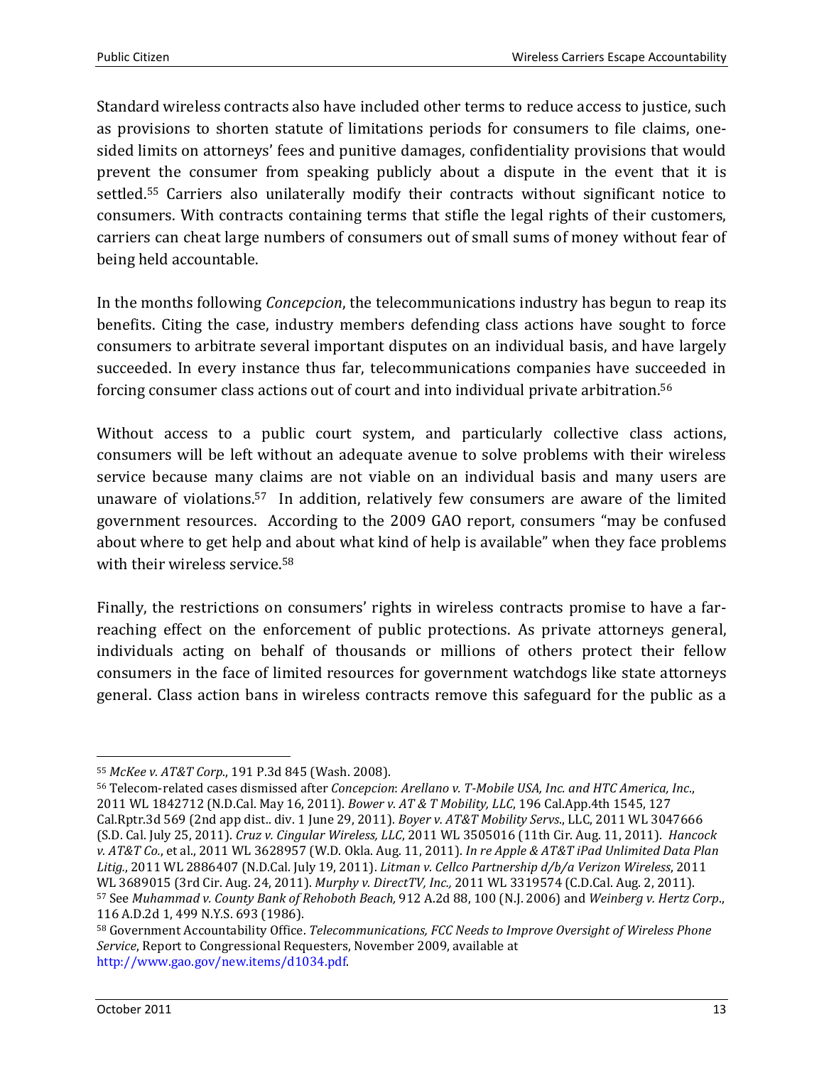Standard wireless contracts also have included other terms to reduce access to justice, such as provisions to shorten statute of limitations periods for consumers to file claims, one-sided limits on attorneys' fees and punitive damages, confidentiality provisions that would prevent the consumer from speaking publicly about a dispute in the event that it is settled.[55] Carriers also unilaterally modify their contracts without significant notice to consumers. With contracts containing terms that stifle the legal rights of their customers, carriers can cheat large numbers of consumers out of small sums of money without fear of being held accountable.

In the months following *Concepcion*, the telecommunications industry has begun to reap its benefits. Citing the case, industry members defending class actions have sought to force consumers to arbitrate several important disputes on an individual basis, and have largely succeeded. In every instance thus far, telecommunications companies have succeeded in forcing consumer class actions out of court and into individual private arbitration.[56]

Without access to a public court system, and particularly collective class actions, consumers will be left without an adequate avenue to solve problems with their wireless service because many claims are not viable on an individual basis and many users are unaware of violations.[57] In addition, relatively few consumers are aware of the limited government resources. According to the 2009 GAO report, consumers "may be confused about where to get help and about what kind of help is available" when they face problems with their wireless service.[58]

Finally, the restrictions on consumers' rights in wireless contracts promise to have a far-reaching effect on the enforcement of public protections. As private attorneys general, individuals acting on behalf of thousands or millions of others protect their fellow consumers in the face of limited resources for government watchdogs like state attorneys general. Class action bans in wireless contracts remove this safeguard for the public as a

---

[55] *McKee v. AT&T Corp.*, 191 P.3d 845 (Wash. 2008).

[56] Telecom-related cases dismissed after *Concepcion*: *Arellano v. T-Mobile USA, Inc. and HTC America, Inc.*, 2011 WL 1842712 (N.D.Cal. May 16, 2011). *Bower v. AT & T Mobility, LLC*, 196 Cal.App.4th 1545, 127 Cal.Rptr.3d 569 (2nd app dist.. div. 1 June 29, 2011). *Boyer v. AT&T Mobility Servs*., LLC, 2011 WL 3047666 (S.D. Cal. July 25, 2011). *Cruz v. Cingular Wireless, LLC*, 2011 WL 3505016 (11th Cir. Aug. 11, 2011). *Hancock v. AT&T Co.*, et al., 2011 WL 3628957 (W.D. Okla. Aug. 11, 2011). *In re Apple & AT&T iPad Unlimited Data Plan Litig.*, 2011 WL 2886407 (N.D.Cal. July 19, 2011). *Litman v. Cellco Partnership d/b/a Verizon Wireless*, 2011 WL 3689015 (3rd Cir. Aug. 24, 2011). *Murphy v. DirectTV, Inc.,* 2011 WL 3319574 (C.D.Cal. Aug. 2, 2011).

[57] See *Muhammad v. County Bank of Rehoboth Beach,* 912 A.2d 88, 100 (N.J. 2006) and *Weinberg v. Hertz Corp*., 116 A.D.2d 1, 499 N.Y.S. 693 (1986).

[58] Government Accountability Office. *Telecommunications, FCC Needs to Improve Oversight of Wireless Phone Service*, Report to Congressional Requesters, November 2009, available at http://www.gao.gov/new.items/d1034.pdf.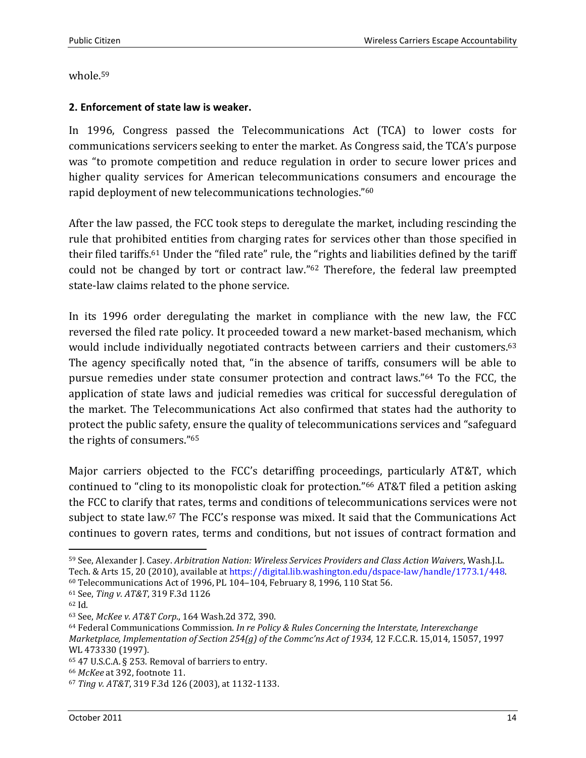whole.[59]

**2. Enforcement of state law is weaker.**

In 1996, Congress passed the Telecommunications Act (TCA) to lower costs for communications servicers seeking to enter the market. As Congress said, the TCA's purpose was "to promote competition and reduce regulation in order to secure lower prices and higher quality services for American telecommunications consumers and encourage the rapid deployment of new telecommunications technologies."[60]

After the law passed, the FCC took steps to deregulate the market, including rescinding the rule that prohibited entities from charging rates for services other than those specified in their filed tariffs.[61] Under the "filed rate" rule, the "rights and liabilities defined by the tariff could not be changed by tort or contract law."[62] Therefore, the federal law preempted state-law claims related to the phone service.

In its 1996 order deregulating the market in compliance with the new law, the FCC reversed the filed rate policy. It proceeded toward a new market-based mechanism, which would include individually negotiated contracts between carriers and their customers.[63] The agency specifically noted that, "in the absence of tariffs, consumers will be able to pursue remedies under state consumer protection and contract laws."[64] To the FCC, the application of state laws and judicial remedies was critical for successful deregulation of the market. The Telecommunications Act also confirmed that states had the authority to protect the public safety, ensure the quality of telecommunications services and "safeguard the rights of consumers."[65]

Major carriers objected to the FCC's detariffing proceedings, particularly AT&T, which continued to "cling to its monopolistic cloak for protection."[66] AT&T filed a petition asking the FCC to clarify that rates, terms and conditions of telecommunications services were not subject to state law.[67] The FCC's response was mixed. It said that the Communications Act continues to govern rates, terms and conditions, but not issues of contract formation and

---

[59] See, Alexander J. Casey. *Arbitration Nation: Wireless Services Providers and Class Action Waivers*, Wash.J.L. Tech. & Arts 15, 20 (2010), available at https://digital.lib.washington.edu/dspace-law/handle/1773.1/448.

[60] Telecommunications Act of 1996, PL 104–104, February 8, 1996, 110 Stat 56.

[61] See, *Ting v. AT&T*, 319 F.3d 1126

[62] Id.

[63] See, *McKee v. AT&T Corp.*, 164 Wash.2d 372, 390.

[64] Federal Communications Commission. *In re Policy & Rules Concerning the Interstate, Interexchange Marketplace, Implementation of Section 254(g) of the Commc'ns Act of 1934*, 12 F.C.C.R. 15,014, 15057, 1997 WL 473330 (1997).

[65] 47 U.S.C.A. § 253. Removal of barriers to entry.

[66] *McKee* at 392, footnote 11.

[67] *Ting v. AT&T*, 319 F.3d 126 (2003), at 1132-1133.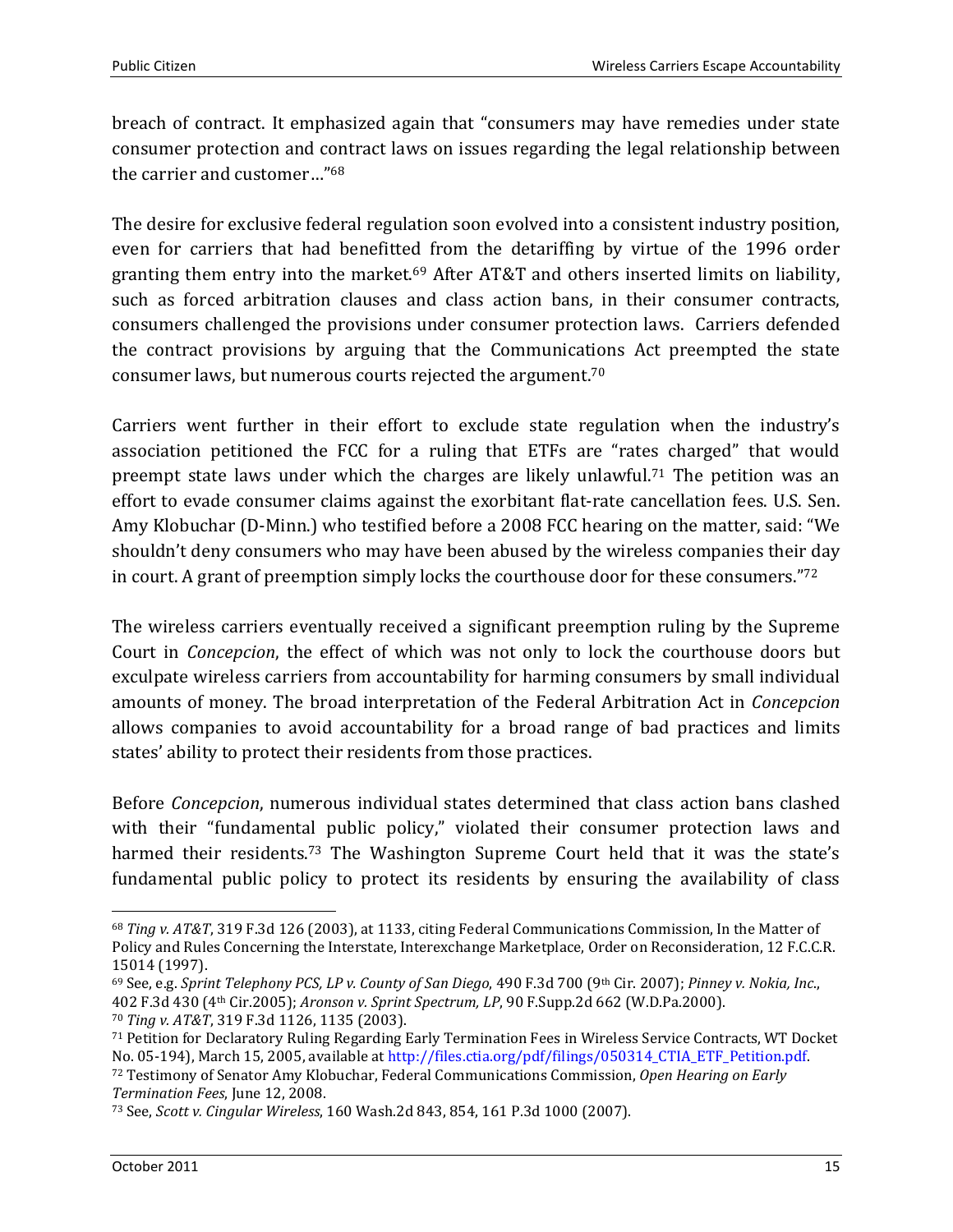breach of contract. It emphasized again that "consumers may have remedies under state consumer protection and contract laws on issues regarding the legal relationship between the carrier and customer…"[68]

The desire for exclusive federal regulation soon evolved into a consistent industry position, even for carriers that had benefitted from the detariffing by virtue of the 1996 order granting them entry into the market.[69] After AT&T and others inserted limits on liability, such as forced arbitration clauses and class action bans, in their consumer contracts, consumers challenged the provisions under consumer protection laws. Carriers defended the contract provisions by arguing that the Communications Act preempted the state consumer laws, but numerous courts rejected the argument.[70]

Carriers went further in their effort to exclude state regulation when the industry's association petitioned the FCC for a ruling that ETFs are "rates charged" that would preempt state laws under which the charges are likely unlawful.[71] The petition was an effort to evade consumer claims against the exorbitant flat-rate cancellation fees. U.S. Sen. Amy Klobuchar (D-Minn.) who testified before a 2008 FCC hearing on the matter, said: "We shouldn't deny consumers who may have been abused by the wireless companies their day in court. A grant of preemption simply locks the courthouse door for these consumers."[72]

The wireless carriers eventually received a significant preemption ruling by the Supreme Court in *Concepcion*, the effect of which was not only to lock the courthouse doors but exculpate wireless carriers from accountability for harming consumers by small individual amounts of money. The broad interpretation of the Federal Arbitration Act in *Concepcion* allows companies to avoid accountability for a broad range of bad practices and limits states' ability to protect their residents from those practices.

Before *Concepcion*, numerous individual states determined that class action bans clashed with their "fundamental public policy," violated their consumer protection laws and harmed their residents.[73] The Washington Supreme Court held that it was the state's fundamental public policy to protect its residents by ensuring the availability of class

---

[68] *Ting v. AT&T*, 319 F.3d 126 (2003), at 1133, citing Federal Communications Commission, In the Matter of Policy and Rules Concerning the Interstate, Interexchange Marketplace, Order on Reconsideration, 12 F.C.C.R. 15014 (1997).

[69] See, e.g. *Sprint Telephony PCS, LP v. County of San Diego*, 490 F.3d 700 (9th Cir. 2007); *Pinney v. Nokia, Inc.*, 402 F.3d 430 (4th Cir.2005); *Aronson v. Sprint Spectrum, LP*, 90 F.Supp.2d 662 (W.D.Pa.2000).

[70] *Ting v. AT&T*, 319 F.3d 1126, 1135 (2003).

[71] Petition for Declaratory Ruling Regarding Early Termination Fees in Wireless Service Contracts, WT Docket No. 05-194), March 15, 2005, available at http://files.ctia.org/pdf/filings/050314_CTIA_ETF_Petition.pdf.

[72] Testimony of Senator Amy Klobuchar, Federal Communications Commission, *Open Hearing on Early Termination Fees*, June 12, 2008.

[73] See, *Scott v. Cingular Wireless*, 160 Wash.2d 843, 854, 161 P.3d 1000 (2007).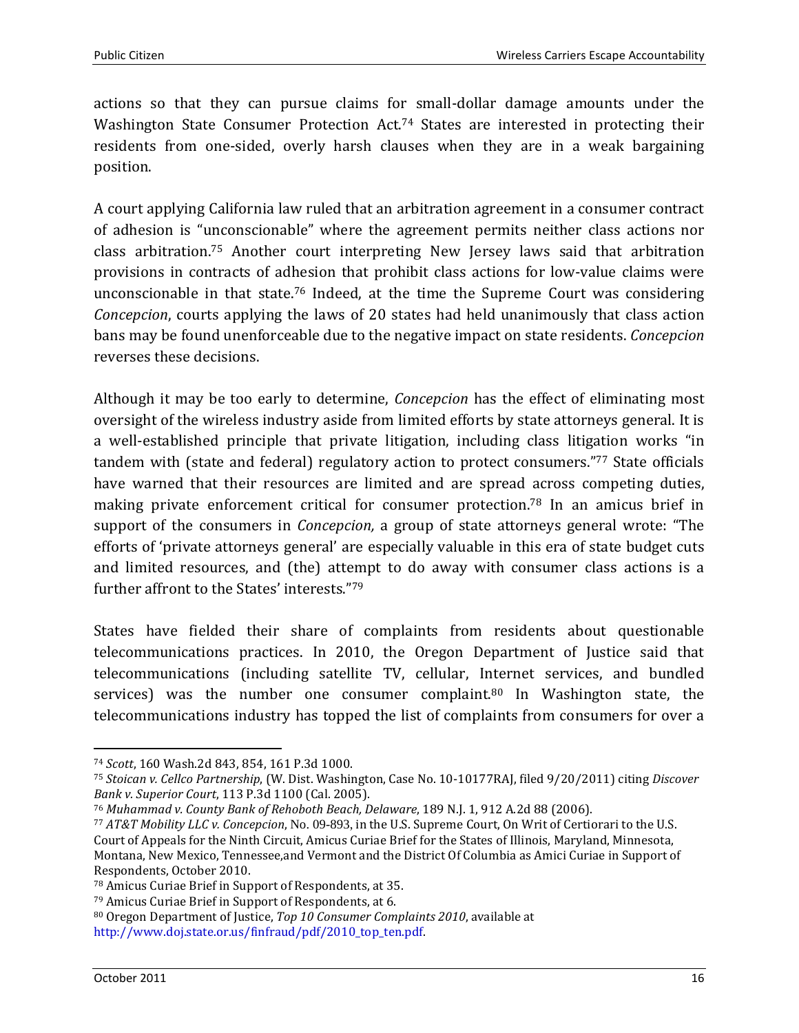actions so that they can pursue claims for small-dollar damage amounts under the Washington State Consumer Protection Act.[74] States are interested in protecting their residents from one-sided, overly harsh clauses when they are in a weak bargaining position.

A court applying California law ruled that an arbitration agreement in a consumer contract of adhesion is "unconscionable" where the agreement permits neither class actions nor class arbitration.[75] Another court interpreting New Jersey laws said that arbitration provisions in contracts of adhesion that prohibit class actions for low-value claims were unconscionable in that state.[76] Indeed, at the time the Supreme Court was considering *Concepcion*, courts applying the laws of 20 states had held unanimously that class action bans may be found unenforceable due to the negative impact on state residents. *Concepcion* reverses these decisions.

Although it may be too early to determine, *Concepcion* has the effect of eliminating most oversight of the wireless industry aside from limited efforts by state attorneys general. It is a well-established principle that private litigation, including class litigation works "in tandem with (state and federal) regulatory action to protect consumers."[77] State officials have warned that their resources are limited and are spread across competing duties, making private enforcement critical for consumer protection.[78] In an amicus brief in support of the consumers in *Concepcion,* a group of state attorneys general wrote: "The efforts of 'private attorneys general' are especially valuable in this era of state budget cuts and limited resources, and (the) attempt to do away with consumer class actions is a further affront to the States' interests."[79]

States have fielded their share of complaints from residents about questionable telecommunications practices. In 2010, the Oregon Department of Justice said that telecommunications (including satellite TV, cellular, Internet services, and bundled services) was the number one consumer complaint.[80] In Washington state, the telecommunications industry has topped the list of complaints from consumers for over a

---

[74] *Scott*, 160 Wash.2d 843, 854, 161 P.3d 1000.

[75] *Stoican v. Cellco Partnership*, (W. Dist. Washington, Case No. 10-10177RAJ, filed 9/20/2011) citing *Discover Bank v. Superior Court*, 113 P.3d 1100 (Cal. 2005).

[76] *Muhammad v. County Bank of Rehoboth Beach, Delaware*, 189 N.J. 1, 912 A.2d 88 (2006).

[77] *AT&T Mobility LLC v. Concepcion*, No. 09-893, in the U.S. Supreme Court, On Writ of Certiorari to the U.S. Court of Appeals for the Ninth Circuit, Amicus Curiae Brief for the States of Illinois, Maryland, Minnesota, Montana, New Mexico, Tennessee,and Vermont and the District Of Columbia as Amici Curiae in Support of Respondents, October 2010.

[78] Amicus Curiae Brief in Support of Respondents, at 35.

[79] Amicus Curiae Brief in Support of Respondents, at 6.

[80] Oregon Department of Justice, *Top 10 Consumer Complaints 2010*, available at http://www.doj.state.or.us/finfraud/pdf/2010_top_ten.pdf.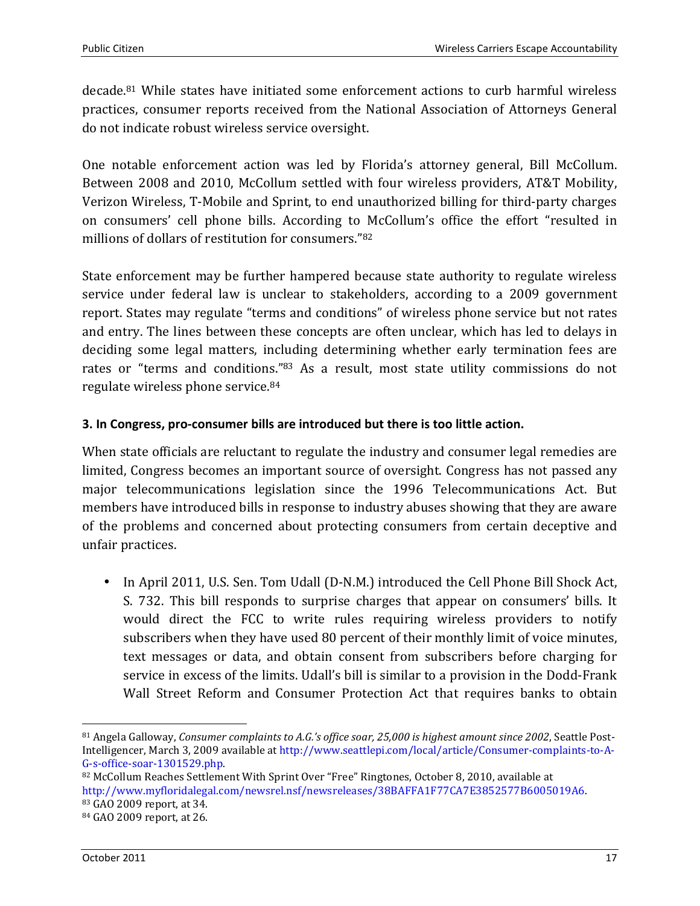decade.[81] While states have initiated some enforcement actions to curb harmful wireless practices, consumer reports received from the National Association of Attorneys General do not indicate robust wireless service oversight.

One notable enforcement action was led by Florida's attorney general, Bill McCollum. Between 2008 and 2010, McCollum settled with four wireless providers, AT&T Mobility, Verizon Wireless, T-Mobile and Sprint, to end unauthorized billing for third-party charges on consumers' cell phone bills. According to McCollum's office the effort "resulted in millions of dollars of restitution for consumers."[82]

State enforcement may be further hampered because state authority to regulate wireless service under federal law is unclear to stakeholders, according to a 2009 government report. States may regulate "terms and conditions" of wireless phone service but not rates and entry. The lines between these concepts are often unclear, which has led to delays in deciding some legal matters, including determining whether early termination fees are rates or "terms and conditions."[83] As a result, most state utility commissions do not regulate wireless phone service.[84]

### 3. In Congress, pro-consumer bills are introduced but there is too little action.

When state officials are reluctant to regulate the industry and consumer legal remedies are limited, Congress becomes an important source of oversight. Congress has not passed any major telecommunications legislation since the 1996 Telecommunications Act. But members have introduced bills in response to industry abuses showing that they are aware of the problems and concerned about protecting consumers from certain deceptive and unfair practices.

- In April 2011, U.S. Sen. Tom Udall (D-N.M.) introduced the Cell Phone Bill Shock Act, S. 732. This bill responds to surprise charges that appear on consumers' bills. It would direct the FCC to write rules requiring wireless providers to notify subscribers when they have used 80 percent of their monthly limit of voice minutes, text messages or data, and obtain consent from subscribers before charging for service in excess of the limits. Udall's bill is similar to a provision in the Dodd-Frank Wall Street Reform and Consumer Protection Act that requires banks to obtain

---

[81] Angela Galloway, *Consumer complaints to A.G.'s office soar, 25,000 is highest amount since 2002*, Seattle Post-Intelligencer, March 3, 2009 available at http://www.seattlepi.com/local/article/Consumer-complaints-to-A-G-s-office-soar-1301529.php.

[82] McCollum Reaches Settlement With Sprint Over "Free" Ringtones, October 8, 2010, available at http://www.myfloridalegal.com/newsrel.nsf/newsreleases/38BAFFA1F77CA7E3852577B6005019A6.

[83] GAO 2009 report, at 34.

[84] GAO 2009 report, at 26.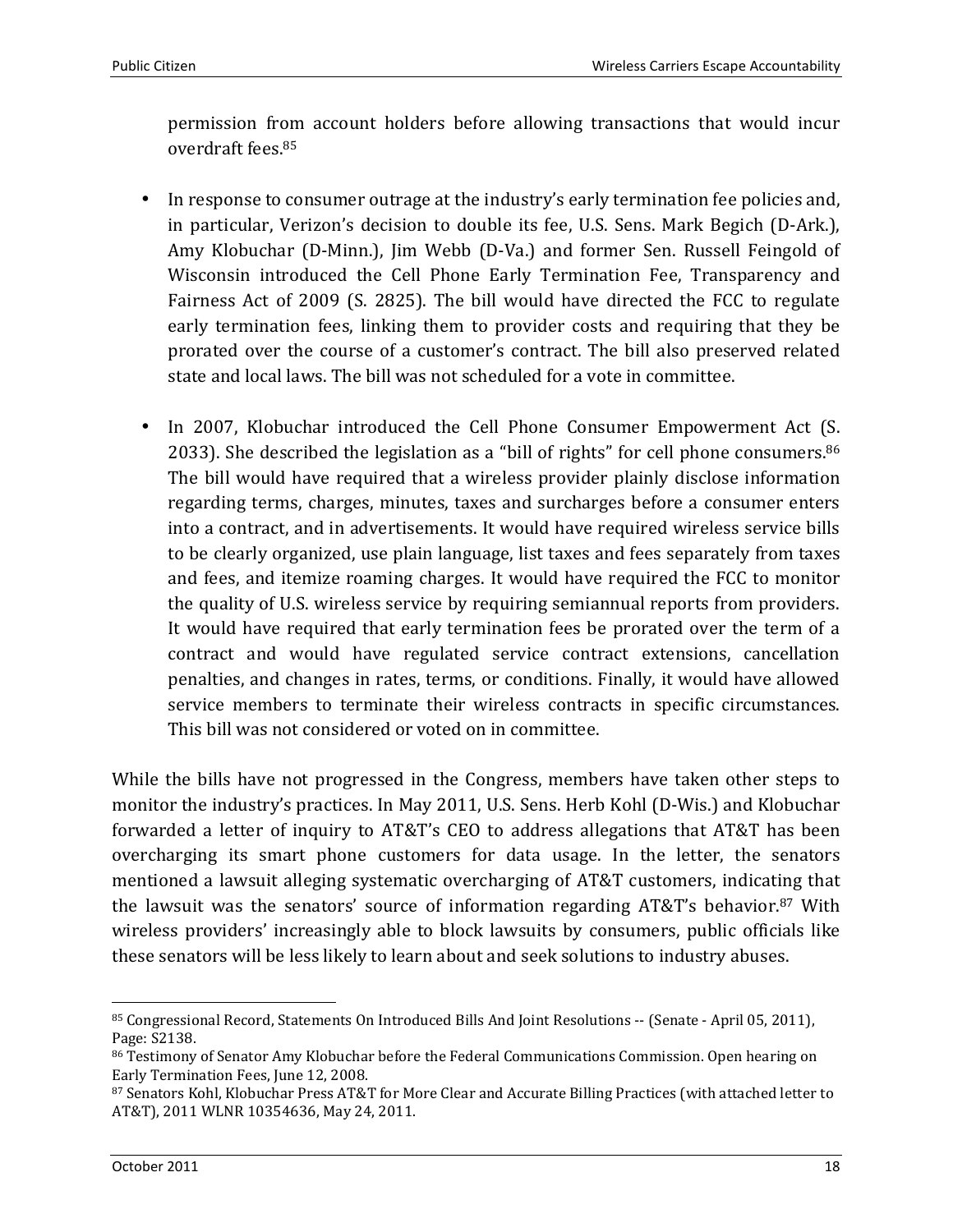permission from account holders before allowing transactions that would incur overdraft fees.[85]

- In response to consumer outrage at the industry's early termination fee policies and, in particular, Verizon's decision to double its fee, U.S. Sens. Mark Begich (D-Ark.), Amy Klobuchar (D-Minn.), Jim Webb (D-Va.) and former Sen. Russell Feingold of Wisconsin introduced the Cell Phone Early Termination Fee, Transparency and Fairness Act of 2009 (S. 2825). The bill would have directed the FCC to regulate early termination fees, linking them to provider costs and requiring that they be prorated over the course of a customer's contract. The bill also preserved related state and local laws. The bill was not scheduled for a vote in committee.

- In 2007, Klobuchar introduced the Cell Phone Consumer Empowerment Act (S. 2033). She described the legislation as a "bill of rights" for cell phone consumers.[86] The bill would have required that a wireless provider plainly disclose information regarding terms, charges, minutes, taxes and surcharges before a consumer enters into a contract, and in advertisements. It would have required wireless service bills to be clearly organized, use plain language, list taxes and fees separately from taxes and fees, and itemize roaming charges. It would have required the FCC to monitor the quality of U.S. wireless service by requiring semiannual reports from providers. It would have required that early termination fees be prorated over the term of a contract and would have regulated service contract extensions, cancellation penalties, and changes in rates, terms, or conditions. Finally, it would have allowed service members to terminate their wireless contracts in specific circumstances. This bill was not considered or voted on in committee.

While the bills have not progressed in the Congress, members have taken other steps to monitor the industry's practices. In May 2011, U.S. Sens. Herb Kohl (D-Wis.) and Klobuchar forwarded a letter of inquiry to AT&T's CEO to address allegations that AT&T has been overcharging its smart phone customers for data usage. In the letter, the senators mentioned a lawsuit alleging systematic overcharging of AT&T customers, indicating that the lawsuit was the senators' source of information regarding AT&T's behavior.[87] With wireless providers' increasingly able to block lawsuits by consumers, public officials like these senators will be less likely to learn about and seek solutions to industry abuses.

---

[85] Congressional Record, Statements On Introduced Bills And Joint Resolutions -- (Senate - April 05, 2011), Page: S2138.

[86] Testimony of Senator Amy Klobuchar before the Federal Communications Commission. Open hearing on Early Termination Fees, June 12, 2008.

[87] Senators Kohl, Klobuchar Press AT&T for More Clear and Accurate Billing Practices (with attached letter to AT&T), 2011 WLNR 10354636, May 24, 2011.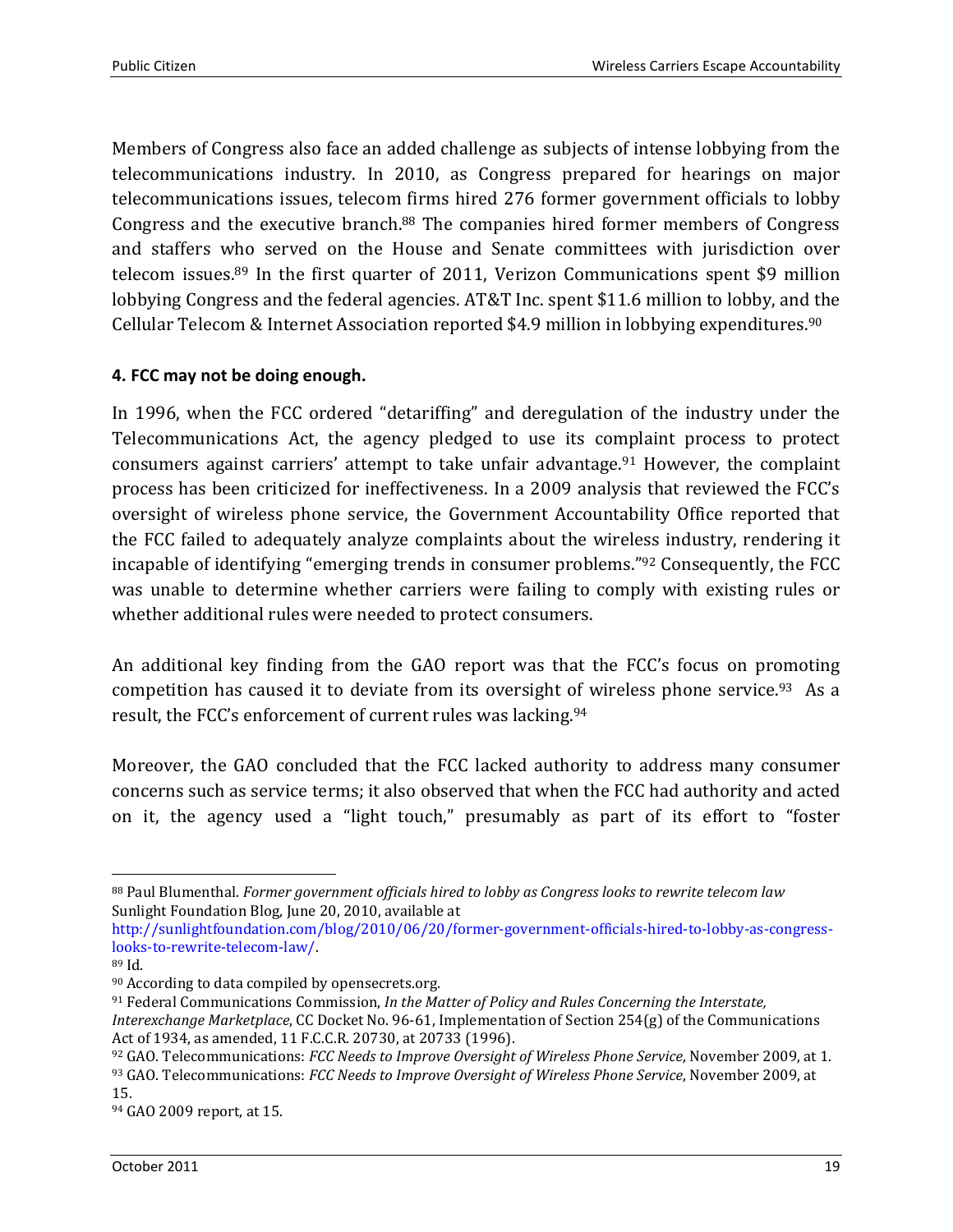Members of Congress also face an added challenge as subjects of intense lobbying from the telecommunications industry. In 2010, as Congress prepared for hearings on major telecommunications issues, telecom firms hired 276 former government officials to lobby Congress and the executive branch.[88] The companies hired former members of Congress and staffers who served on the House and Senate committees with jurisdiction over telecom issues.[89] In the first quarter of 2011, Verizon Communications spent $9 million lobbying Congress and the federal agencies. AT&T Inc. spent $11.6 million to lobby, and the Cellular Telecom & Internet Association reported $4.9 million in lobbying expenditures.[90]

**4. FCC may not be doing enough.**

In 1996, when the FCC ordered "detariffing" and deregulation of the industry under the Telecommunications Act, the agency pledged to use its complaint process to protect consumers against carriers' attempt to take unfair advantage.[91] However, the complaint process has been criticized for ineffectiveness. In a 2009 analysis that reviewed the FCC's oversight of wireless phone service, the Government Accountability Office reported that the FCC failed to adequately analyze complaints about the wireless industry, rendering it incapable of identifying "emerging trends in consumer problems."[92] Consequently, the FCC was unable to determine whether carriers were failing to comply with existing rules or whether additional rules were needed to protect consumers.

An additional key finding from the GAO report was that the FCC's focus on promoting competition has caused it to deviate from its oversight of wireless phone service.[93] As a result, the FCC's enforcement of current rules was lacking.[94]

Moreover, the GAO concluded that the FCC lacked authority to address many consumer concerns such as service terms; it also observed that when the FCC had authority and acted on it, the agency used a "light touch," presumably as part of its effort to "foster

---

[88] Paul Blumenthal. *Former government officials hired to lobby as Congress looks to rewrite telecom law* Sunlight Foundation Blog, June 20, 2010, available at http://sunlightfoundation.com/blog/2010/06/20/former-government-officials-hired-to-lobby-as-congress-looks-to-rewrite-telecom-law/.

[89] Id.

[90] According to data compiled by opensecrets.org.

[91] Federal Communications Commission, *In the Matter of Policy and Rules Concerning the Interstate, Interexchange Marketplace*, CC Docket No. 96-61, Implementation of Section 254(g) of the Communications Act of 1934, as amended, 11 F.C.C.R. 20730, at 20733 (1996).

[92] GAO. Telecommunications: *FCC Needs to Improve Oversight of Wireless Phone Service*, November 2009, at 1.

[93] GAO. Telecommunications: *FCC Needs to Improve Oversight of Wireless Phone Service*, November 2009, at 15.

[94] GAO 2009 report, at 15.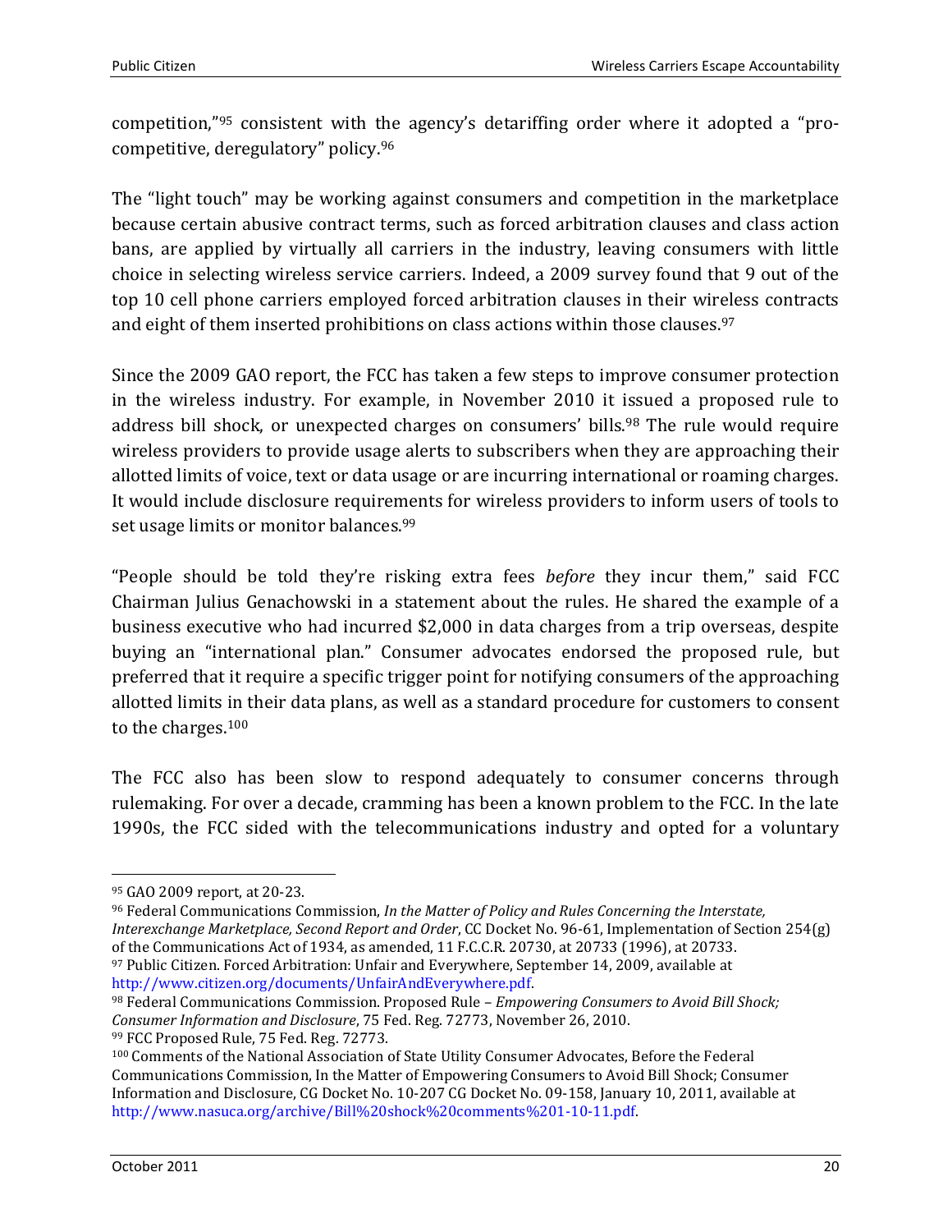competition,"[95] consistent with the agency's detariffing order where it adopted a "pro-competitive, deregulatory" policy.[96]

The "light touch" may be working against consumers and competition in the marketplace because certain abusive contract terms, such as forced arbitration clauses and class action bans, are applied by virtually all carriers in the industry, leaving consumers with little choice in selecting wireless service carriers. Indeed, a 2009 survey found that 9 out of the top 10 cell phone carriers employed forced arbitration clauses in their wireless contracts and eight of them inserted prohibitions on class actions within those clauses.[97]

Since the 2009 GAO report, the FCC has taken a few steps to improve consumer protection in the wireless industry. For example, in November 2010 it issued a proposed rule to address bill shock, or unexpected charges on consumers' bills.[98] The rule would require wireless providers to provide usage alerts to subscribers when they are approaching their allotted limits of voice, text or data usage or are incurring international or roaming charges. It would include disclosure requirements for wireless providers to inform users of tools to set usage limits or monitor balances.[99]

"People should be told they're risking extra fees *before* they incur them," said FCC Chairman Julius Genachowski in a statement about the rules. He shared the example of a business executive who had incurred $2,000 in data charges from a trip overseas, despite buying an "international plan." Consumer advocates endorsed the proposed rule, but preferred that it require a specific trigger point for notifying consumers of the approaching allotted limits in their data plans, as well as a standard procedure for customers to consent to the charges.[100]

The FCC also has been slow to respond adequately to consumer concerns through rulemaking. For over a decade, cramming has been a known problem to the FCC. In the late 1990s, the FCC sided with the telecommunications industry and opted for a voluntary

---

[95] GAO 2009 report, at 20-23.

[96] Federal Communications Commission, *In the Matter of Policy and Rules Concerning the Interstate, Interexchange Marketplace, Second Report and Order*, CC Docket No. 96-61, Implementation of Section 254(g) of the Communications Act of 1934, as amended, 11 F.C.C.R. 20730, at 20733 (1996), at 20733.

[97] Public Citizen. Forced Arbitration: Unfair and Everywhere, September 14, 2009, available at http://www.citizen.org/documents/UnfairAndEverywhere.pdf.

[98] Federal Communications Commission. Proposed Rule – *Empowering Consumers to Avoid Bill Shock; Consumer Information and Disclosure*, 75 Fed. Reg. 72773, November 26, 2010.

[99] FCC Proposed Rule, 75 Fed. Reg. 72773.

[100] Comments of the National Association of State Utility Consumer Advocates, Before the Federal Communications Commission, In the Matter of Empowering Consumers to Avoid Bill Shock; Consumer Information and Disclosure, CG Docket No. 10-207 CG Docket No. 09-158, January 10, 2011, available at http://www.nasuca.org/archive/Bill%20shock%20comments%201-10-11.pdf.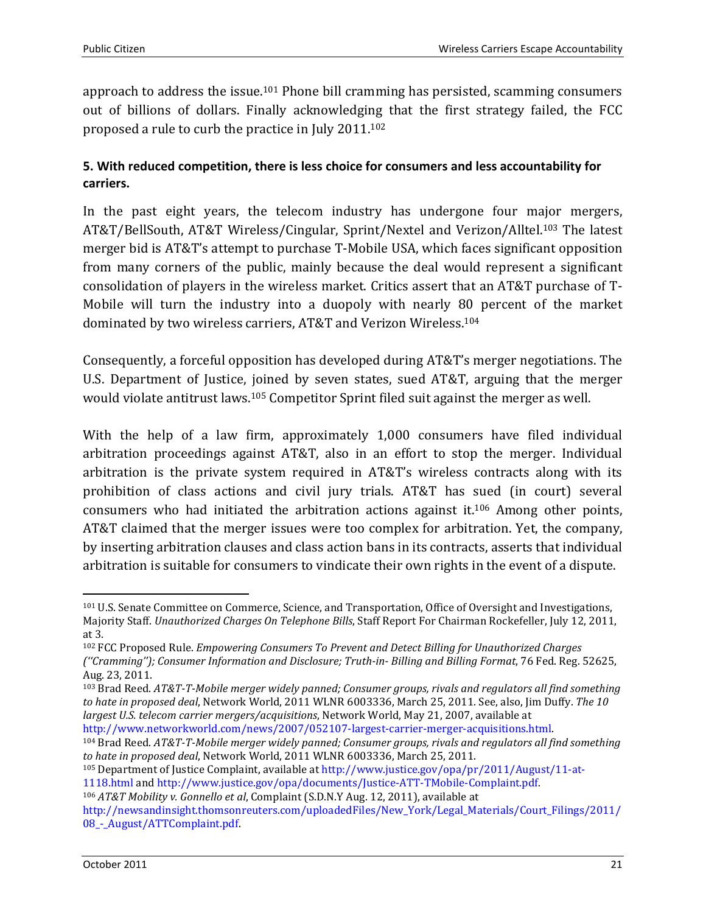approach to address the issue.[101] Phone bill cramming has persisted, scamming consumers out of billions of dollars. Finally acknowledging that the first strategy failed, the FCC proposed a rule to curb the practice in July 2011.[102]

**5. With reduced competition, there is less choice for consumers and less accountability for carriers.**

In the past eight years, the telecom industry has undergone four major mergers, AT&T/BellSouth, AT&T Wireless/Cingular, Sprint/Nextel and Verizon/Alltel.[103] The latest merger bid is AT&T's attempt to purchase T-Mobile USA, which faces significant opposition from many corners of the public, mainly because the deal would represent a significant consolidation of players in the wireless market. Critics assert that an AT&T purchase of T-Mobile will turn the industry into a duopoly with nearly 80 percent of the market dominated by two wireless carriers, AT&T and Verizon Wireless.[104]

Consequently, a forceful opposition has developed during AT&T's merger negotiations. The U.S. Department of Justice, joined by seven states, sued AT&T, arguing that the merger would violate antitrust laws.[105] Competitor Sprint filed suit against the merger as well.

With the help of a law firm, approximately 1,000 consumers have filed individual arbitration proceedings against AT&T, also in an effort to stop the merger. Individual arbitration is the private system required in AT&T's wireless contracts along with its prohibition of class actions and civil jury trials. AT&T has sued (in court) several consumers who had initiated the arbitration actions against it.[106] Among other points, AT&T claimed that the merger issues were too complex for arbitration. Yet, the company, by inserting arbitration clauses and class action bans in its contracts, asserts that individual arbitration is suitable for consumers to vindicate their own rights in the event of a dispute.

---

[101] U.S. Senate Committee on Commerce, Science, and Transportation, Office of Oversight and Investigations, Majority Staff. *Unauthorized Charges On Telephone Bills*, Staff Report For Chairman Rockefeller, July 12, 2011, at 3.

[102] FCC Proposed Rule. *Empowering Consumers To Prevent and Detect Billing for Unauthorized Charges (''Cramming''); Consumer Information and Disclosure; Truth-in- Billing and Billing Format*, 76 Fed. Reg. 52625, Aug. 23, 2011.

[103] Brad Reed. *AT&T-T-Mobile merger widely panned; Consumer groups, rivals and regulators all find something to hate in proposed deal*, Network World, 2011 WLNR 6003336, March 25, 2011. See, also, Jim Duffy. *The 10 largest U.S. telecom carrier mergers/acquisitions*, Network World, May 21, 2007, available at http://www.networkworld.com/news/2007/052107-largest-carrier-merger-acquisitions.html.

[104] Brad Reed. *AT&T-T-Mobile merger widely panned; Consumer groups, rivals and regulators all find something to hate in proposed deal*, Network World, 2011 WLNR 6003336, March 25, 2011.

[105] Department of Justice Complaint, available at http://www.justice.gov/opa/pr/2011/August/11-at-1118.html and http://www.justice.gov/opa/documents/Justice-ATT-TMobile-Complaint.pdf.

[106] *AT&T Mobility v. Gonnello et al*, Complaint (S.D.N.Y Aug. 12, 2011), available at http://newsandinsight.thomsonreuters.com/uploadedFiles/New_York/Legal_Materials/Court_Filings/2011/08_-_August/ATTComplaint.pdf.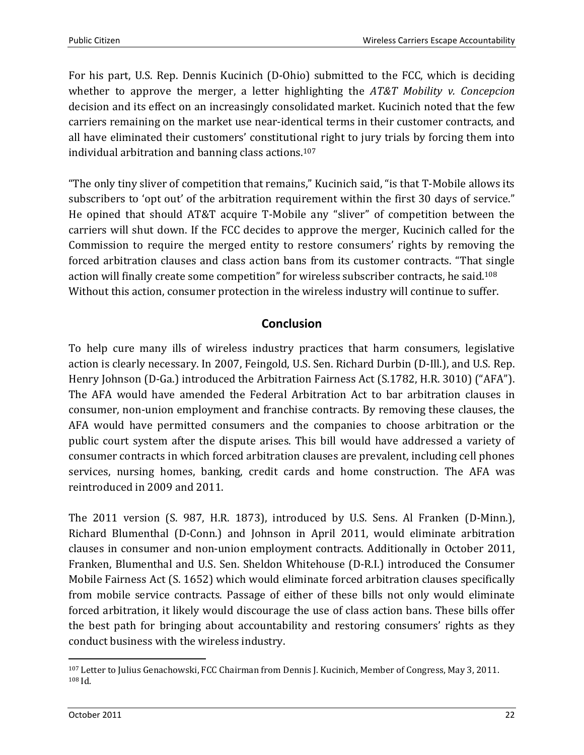For his part, U.S. Rep. Dennis Kucinich (D-Ohio) submitted to the FCC, which is deciding whether to approve the merger, a letter highlighting the *AT&T Mobility v. Concepcion* decision and its effect on an increasingly consolidated market. Kucinich noted that the few carriers remaining on the market use near-identical terms in their customer contracts, and all have eliminated their customers' constitutional right to jury trials by forcing them into individual arbitration and banning class actions.[107]

"The only tiny sliver of competition that remains," Kucinich said, "is that T-Mobile allows its subscribers to 'opt out' of the arbitration requirement within the first 30 days of service." He opined that should AT&T acquire T-Mobile any "sliver" of competition between the carriers will shut down. If the FCC decides to approve the merger, Kucinich called for the Commission to require the merged entity to restore consumers' rights by removing the forced arbitration clauses and class action bans from its customer contracts. "That single action will finally create some competition" for wireless subscriber contracts, he said.[108] Without this action, consumer protection in the wireless industry will continue to suffer.

## Conclusion

To help cure many ills of wireless industry practices that harm consumers, legislative action is clearly necessary. In 2007, Feingold, U.S. Sen. Richard Durbin (D-Ill.), and U.S. Rep. Henry Johnson (D-Ga.) introduced the Arbitration Fairness Act (S.1782, H.R. 3010) ("AFA"). The AFA would have amended the Federal Arbitration Act to bar arbitration clauses in consumer, non-union employment and franchise contracts. By removing these clauses, the AFA would have permitted consumers and the companies to choose arbitration or the public court system after the dispute arises. This bill would have addressed a variety of consumer contracts in which forced arbitration clauses are prevalent, including cell phones services, nursing homes, banking, credit cards and home construction. The AFA was reintroduced in 2009 and 2011.

The 2011 version (S. 987, H.R. 1873), introduced by U.S. Sens. Al Franken (D-Minn.), Richard Blumenthal (D-Conn.) and Johnson in April 2011, would eliminate arbitration clauses in consumer and non-union employment contracts. Additionally in October 2011, Franken, Blumenthal and U.S. Sen. Sheldon Whitehouse (D-R.I.) introduced the Consumer Mobile Fairness Act (S. 1652) which would eliminate forced arbitration clauses specifically from mobile service contracts. Passage of either of these bills not only would eliminate forced arbitration, it likely would discourage the use of class action bans. These bills offer the best path for bringing about accountability and restoring consumers' rights as they conduct business with the wireless industry.

[107] Letter to Julius Genachowski, FCC Chairman from Dennis J. Kucinich, Member of Congress, May 3, 2011.
[108] Id.